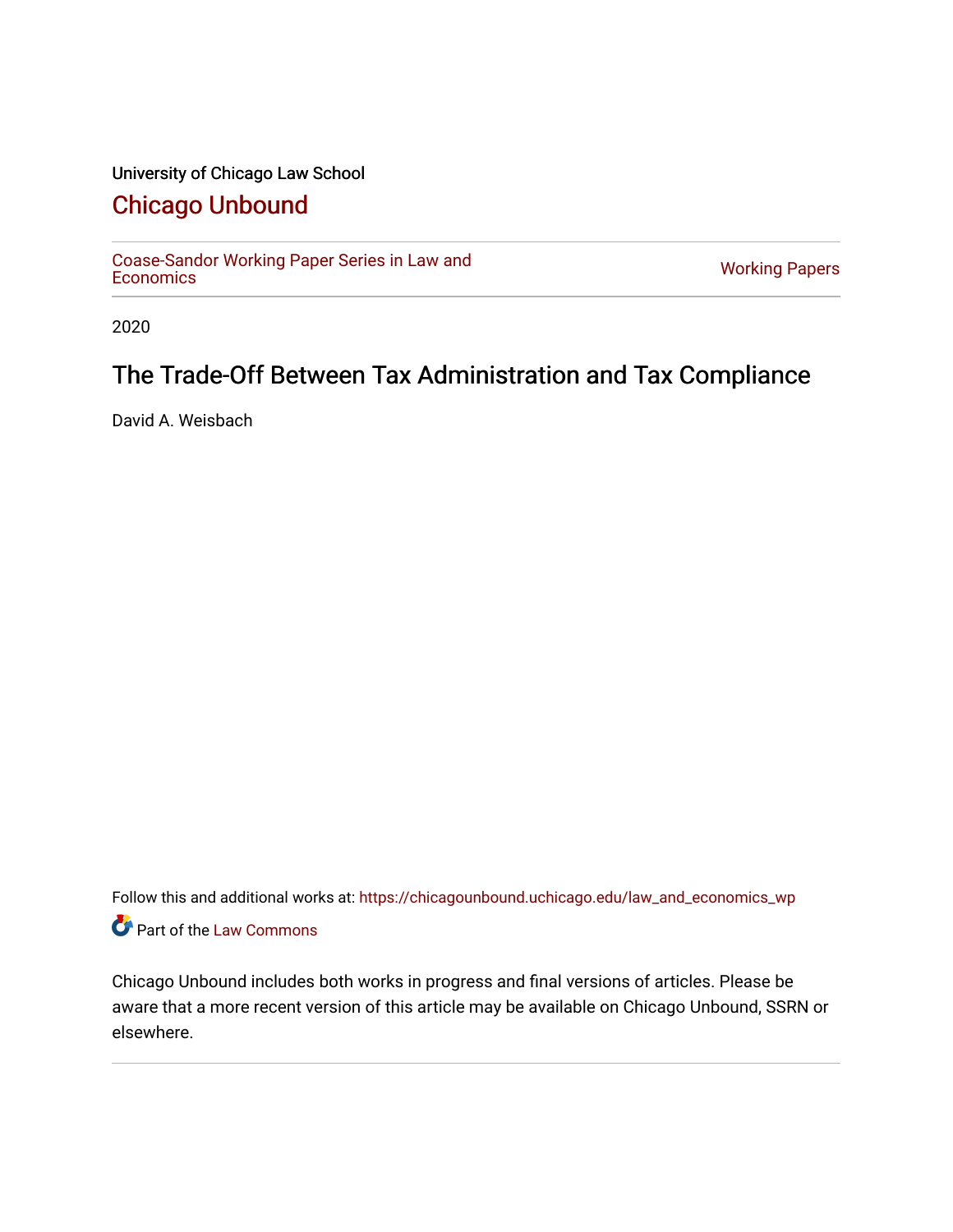University of Chicago Law School

# Chicago Unbound

Coase-Sandor Working Paper Series in Law and Economics | Working Papers

2020

## The Trade-Off Between Tax Administration and Tax Compliance

David A. Weisbach

Follow this and additional works at: https://chicagounbound.uchicago.edu/law_and_economics_wp

Part of the Law Commons

Chicago Unbound includes both works in progress and final versions of articles. Please be aware that a more recent version of this article may be available on Chicago Unbound, SSRN or elsewhere.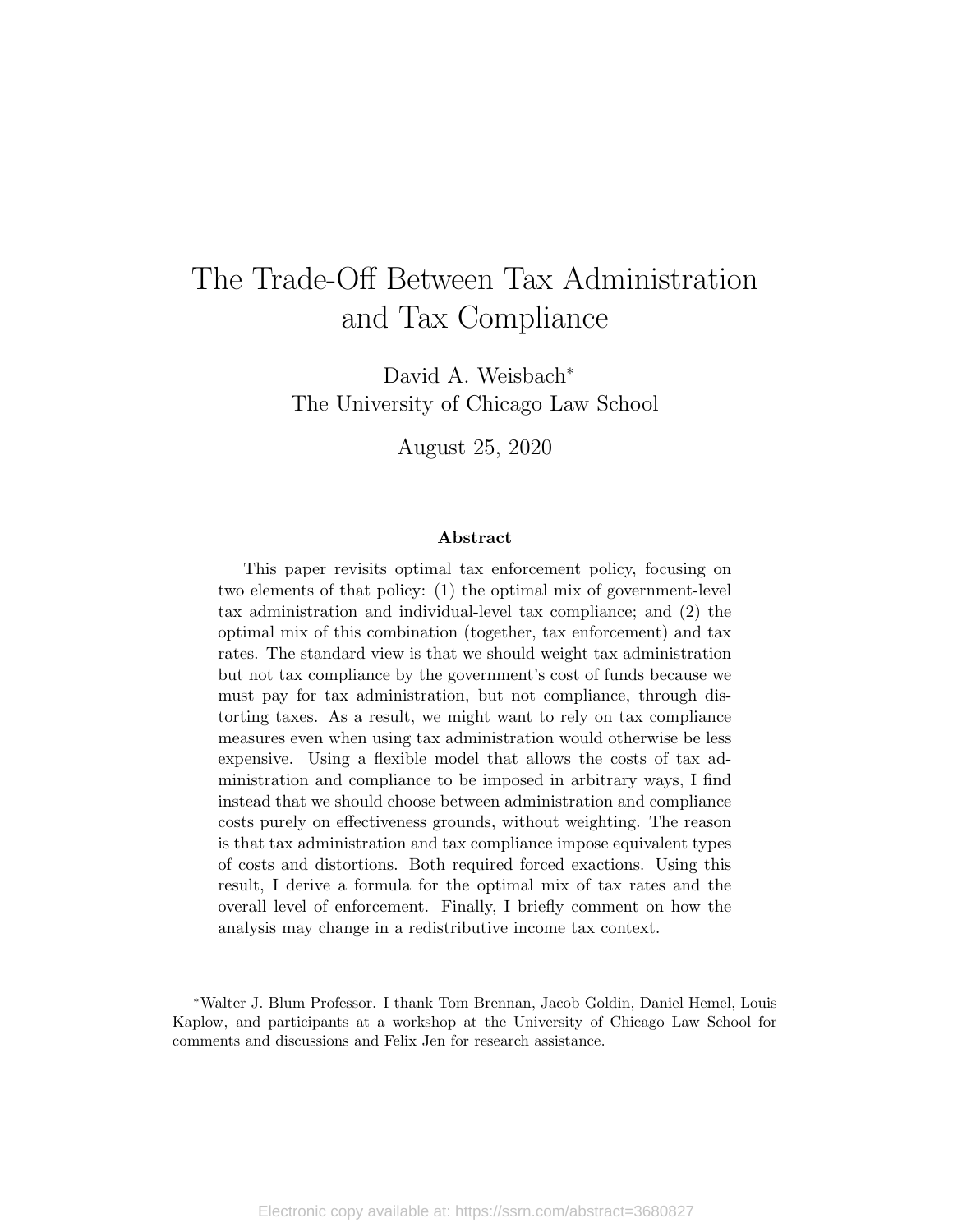# The Trade-Off Between Tax Administration and Tax Compliance

David A. Weisbach*
The University of Chicago Law School

August 25, 2020

### Abstract

This paper revisits optimal tax enforcement policy, focusing on two elements of that policy: (1) the optimal mix of government-level tax administration and individual-level tax compliance; and (2) the optimal mix of this combination (together, tax enforcement) and tax rates. The standard view is that we should weight tax administration but not tax compliance by the government's cost of funds because we must pay for tax administration, but not compliance, through distorting taxes. As a result, we might want to rely on tax compliance measures even when using tax administration would otherwise be less expensive. Using a flexible model that allows the costs of tax administration and compliance to be imposed in arbitrary ways, I find instead that we should choose between administration and compliance costs purely on effectiveness grounds, without weighting. The reason is that tax administration and tax compliance impose equivalent types of costs and distortions. Both required forced exactions. Using this result, I derive a formula for the optimal mix of tax rates and the overall level of enforcement. Finally, I briefly comment on how the analysis may change in a redistributive income tax context.

---

*Walter J. Blum Professor. I thank Tom Brennan, Jacob Goldin, Daniel Hemel, Louis Kaplow, and participants at a workshop at the University of Chicago Law School for comments and discussions and Felix Jen for research assistance.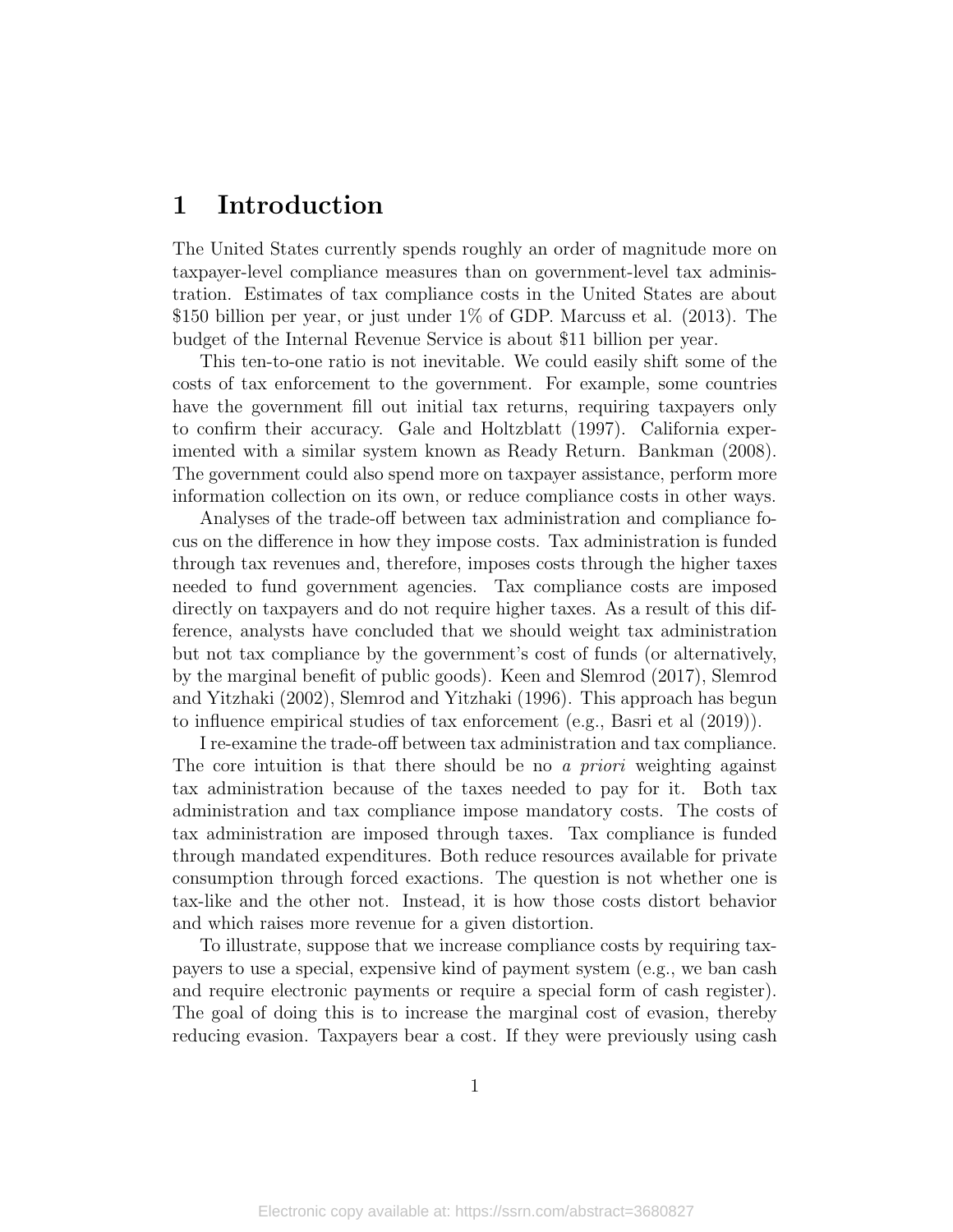# 1 Introduction

The United States currently spends roughly an order of magnitude more on taxpayer-level compliance measures than on government-level tax administration. Estimates of tax compliance costs in the United States are about $150 billion per year, or just under 1% of GDP. Marcuss et al. (2013). The budget of the Internal Revenue Service is about $11 billion per year.

This ten-to-one ratio is not inevitable. We could easily shift some of the costs of tax enforcement to the government. For example, some countries have the government fill out initial tax returns, requiring taxpayers only to confirm their accuracy. Gale and Holtzblatt (1997). California experimented with a similar system known as Ready Return. Bankman (2008). The government could also spend more on taxpayer assistance, perform more information collection on its own, or reduce compliance costs in other ways.

Analyses of the trade-off between tax administration and compliance focus on the difference in how they impose costs. Tax administration is funded through tax revenues and, therefore, imposes costs through the higher taxes needed to fund government agencies. Tax compliance costs are imposed directly on taxpayers and do not require higher taxes. As a result of this difference, analysts have concluded that we should weight tax administration but not tax compliance by the government's cost of funds (or alternatively, by the marginal benefit of public goods). Keen and Slemrod (2017), Slemrod and Yitzhaki (2002), Slemrod and Yitzhaki (1996). This approach has begun to influence empirical studies of tax enforcement (e.g., Basri et al (2019)).

I re-examine the trade-off between tax administration and tax compliance. The core intuition is that there should be no *a priori* weighting against tax administration because of the taxes needed to pay for it. Both tax administration and tax compliance impose mandatory costs. The costs of tax administration are imposed through taxes. Tax compliance is funded through mandated expenditures. Both reduce resources available for private consumption through forced exactions. The question is not whether one is tax-like and the other not. Instead, it is how those costs distort behavior and which raises more revenue for a given distortion.

To illustrate, suppose that we increase compliance costs by requiring taxpayers to use a special, expensive kind of payment system (e.g., we ban cash and require electronic payments or require a special form of cash register). The goal of doing this is to increase the marginal cost of evasion, thereby reducing evasion. Taxpayers bear a cost. If they were previously using cash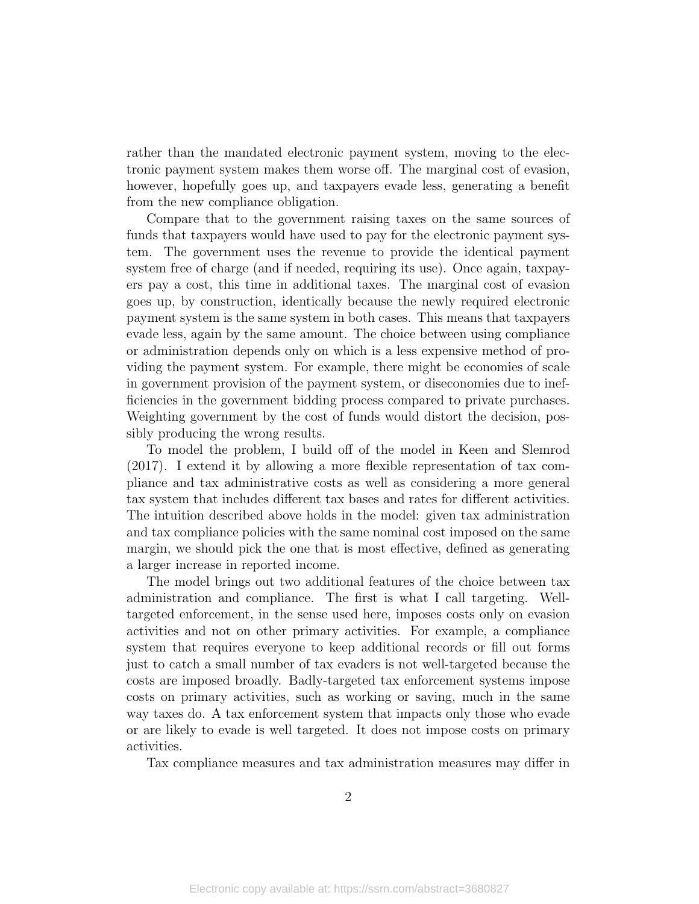rather than the mandated electronic payment system, moving to the electronic payment system makes them worse off. The marginal cost of evasion, however, hopefully goes up, and taxpayers evade less, generating a benefit from the new compliance obligation.

Compare that to the government raising taxes on the same sources of funds that taxpayers would have used to pay for the electronic payment system. The government uses the revenue to provide the identical payment system free of charge (and if needed, requiring its use). Once again, taxpayers pay a cost, this time in additional taxes. The marginal cost of evasion goes up, by construction, identically because the newly required electronic payment system is the same system in both cases. This means that taxpayers evade less, again by the same amount. The choice between using compliance or administration depends only on which is a less expensive method of providing the payment system. For example, there might be economies of scale in government provision of the payment system, or diseconomies due to inefficiencies in the government bidding process compared to private purchases. Weighting government by the cost of funds would distort the decision, possibly producing the wrong results.

To model the problem, I build off of the model in Keen and Slemrod (2017). I extend it by allowing a more flexible representation of tax compliance and tax administrative costs as well as considering a more general tax system that includes different tax bases and rates for different activities. The intuition described above holds in the model: given tax administration and tax compliance policies with the same nominal cost imposed on the same margin, we should pick the one that is most effective, defined as generating a larger increase in reported income.

The model brings out two additional features of the choice between tax administration and compliance. The first is what I call targeting. Well-targeted enforcement, in the sense used here, imposes costs only on evasion activities and not on other primary activities. For example, a compliance system that requires everyone to keep additional records or fill out forms just to catch a small number of tax evaders is not well-targeted because the costs are imposed broadly. Badly-targeted tax enforcement systems impose costs on primary activities, such as working or saving, much in the same way taxes do. A tax enforcement system that impacts only those who evade or are likely to evade is well targeted. It does not impose costs on primary activities.

Tax compliance measures and tax administration measures may differ in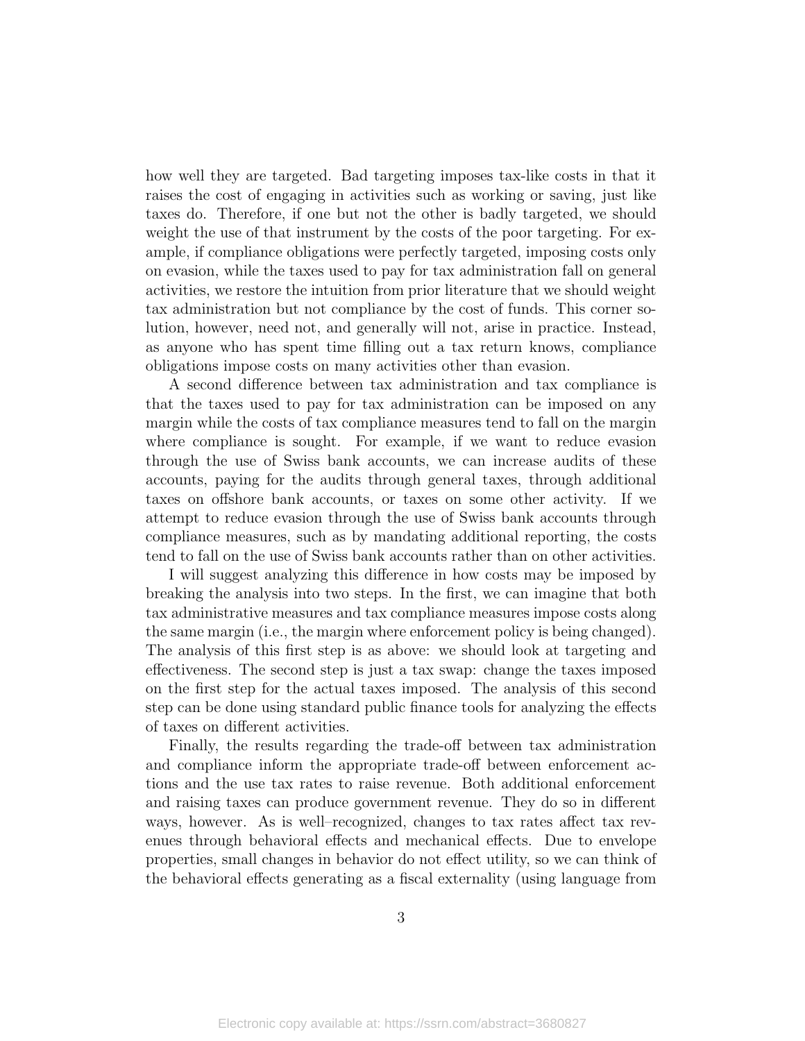how well they are targeted. Bad targeting imposes tax-like costs in that it raises the cost of engaging in activities such as working or saving, just like taxes do. Therefore, if one but not the other is badly targeted, we should weight the use of that instrument by the costs of the poor targeting. For example, if compliance obligations were perfectly targeted, imposing costs only on evasion, while the taxes used to pay for tax administration fall on general activities, we restore the intuition from prior literature that we should weight tax administration but not compliance by the cost of funds. This corner solution, however, need not, and generally will not, arise in practice. Instead, as anyone who has spent time filling out a tax return knows, compliance obligations impose costs on many activities other than evasion.

A second difference between tax administration and tax compliance is that the taxes used to pay for tax administration can be imposed on any margin while the costs of tax compliance measures tend to fall on the margin where compliance is sought. For example, if we want to reduce evasion through the use of Swiss bank accounts, we can increase audits of these accounts, paying for the audits through general taxes, through additional taxes on offshore bank accounts, or taxes on some other activity. If we attempt to reduce evasion through the use of Swiss bank accounts through compliance measures, such as by mandating additional reporting, the costs tend to fall on the use of Swiss bank accounts rather than on other activities.

I will suggest analyzing this difference in how costs may be imposed by breaking the analysis into two steps. In the first, we can imagine that both tax administrative measures and tax compliance measures impose costs along the same margin (i.e., the margin where enforcement policy is being changed). The analysis of this first step is as above: we should look at targeting and effectiveness. The second step is just a tax swap: change the taxes imposed on the first step for the actual taxes imposed. The analysis of this second step can be done using standard public finance tools for analyzing the effects of taxes on different activities.

Finally, the results regarding the trade-off between tax administration and compliance inform the appropriate trade-off between enforcement actions and the use tax rates to raise revenue. Both additional enforcement and raising taxes can produce government revenue. They do so in different ways, however. As is well–recognized, changes to tax rates affect tax revenues through behavioral effects and mechanical effects. Due to envelope properties, small changes in behavior do not effect utility, so we can think of the behavioral effects generating as a fiscal externality (using language from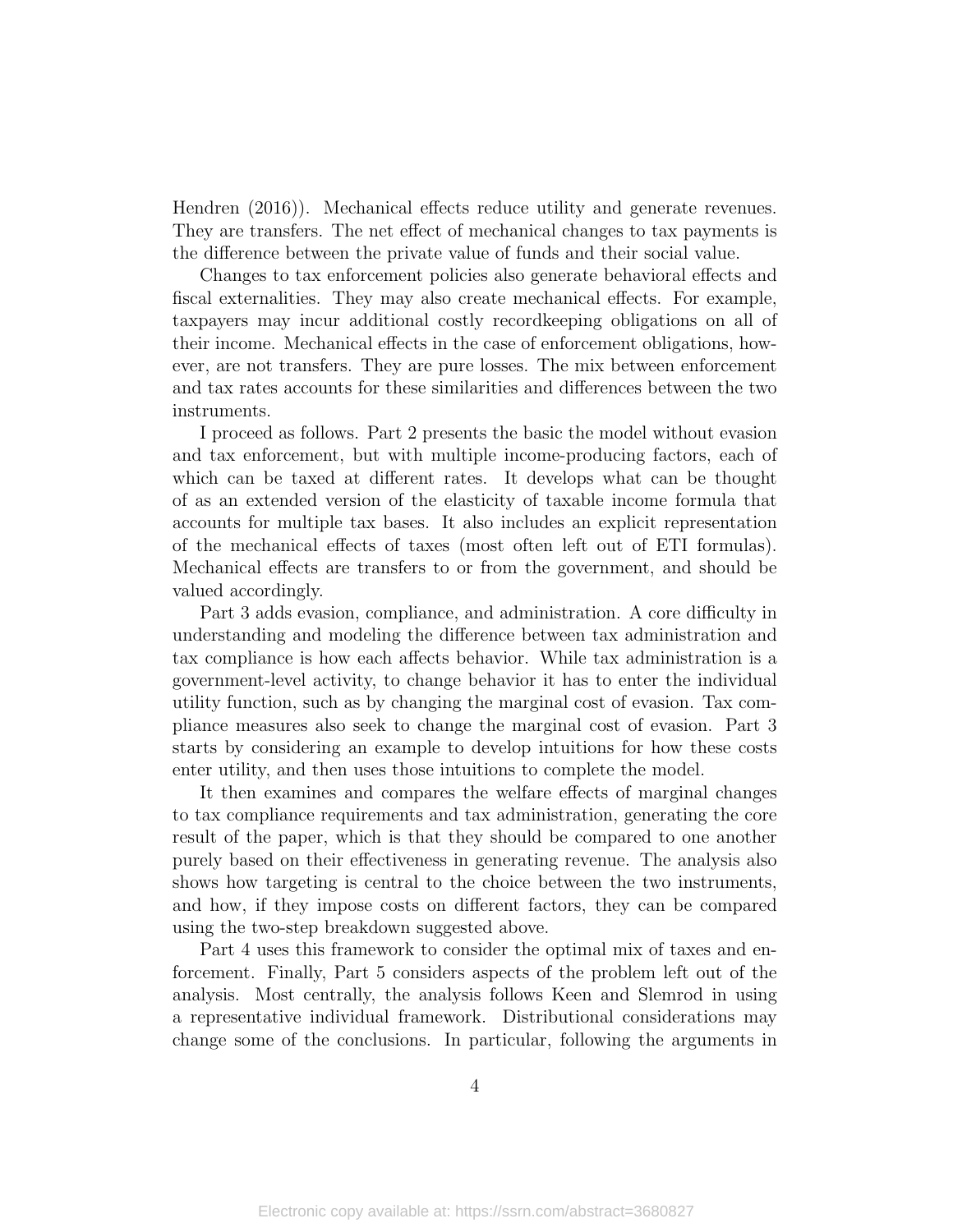Hendren (2016)). Mechanical effects reduce utility and generate revenues. They are transfers. The net effect of mechanical changes to tax payments is the difference between the private value of funds and their social value.

Changes to tax enforcement policies also generate behavioral effects and fiscal externalities. They may also create mechanical effects. For example, taxpayers may incur additional costly recordkeeping obligations on all of their income. Mechanical effects in the case of enforcement obligations, however, are not transfers. They are pure losses. The mix between enforcement and tax rates accounts for these similarities and differences between the two instruments.

I proceed as follows. Part 2 presents the basic the model without evasion and tax enforcement, but with multiple income-producing factors, each of which can be taxed at different rates. It develops what can be thought of as an extended version of the elasticity of taxable income formula that accounts for multiple tax bases. It also includes an explicit representation of the mechanical effects of taxes (most often left out of ETI formulas). Mechanical effects are transfers to or from the government, and should be valued accordingly.

Part 3 adds evasion, compliance, and administration. A core difficulty in understanding and modeling the difference between tax administration and tax compliance is how each affects behavior. While tax administration is a government-level activity, to change behavior it has to enter the individual utility function, such as by changing the marginal cost of evasion. Tax compliance measures also seek to change the marginal cost of evasion. Part 3 starts by considering an example to develop intuitions for how these costs enter utility, and then uses those intuitions to complete the model.

It then examines and compares the welfare effects of marginal changes to tax compliance requirements and tax administration, generating the core result of the paper, which is that they should be compared to one another purely based on their effectiveness in generating revenue. The analysis also shows how targeting is central to the choice between the two instruments, and how, if they impose costs on different factors, they can be compared using the two-step breakdown suggested above.

Part 4 uses this framework to consider the optimal mix of taxes and enforcement. Finally, Part 5 considers aspects of the problem left out of the analysis. Most centrally, the analysis follows Keen and Slemrod in using a representative individual framework. Distributional considerations may change some of the conclusions. In particular, following the arguments in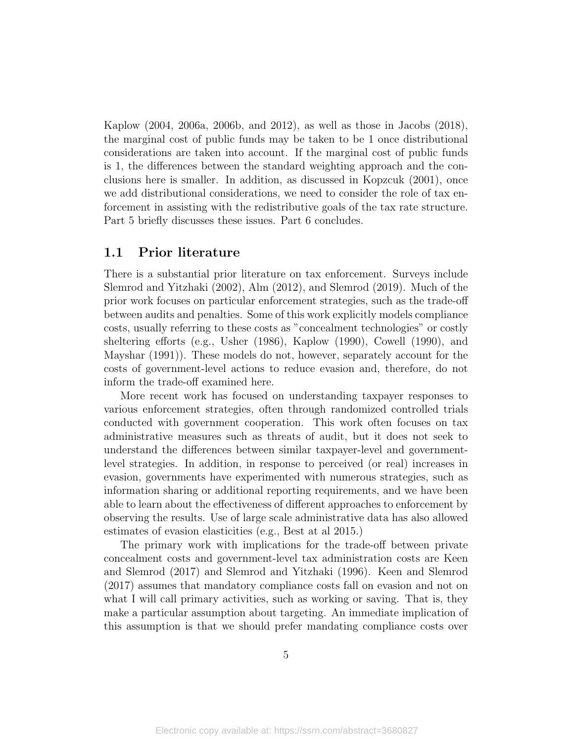Kaplow (2004, 2006a, 2006b, and 2012), as well as those in Jacobs (2018), the marginal cost of public funds may be taken to be 1 once distributional considerations are taken into account. If the marginal cost of public funds is 1, the differences between the standard weighting approach and the conclusions here is smaller. In addition, as discussed in Kopzcuk (2001), once we add distributional considerations, we need to consider the role of tax enforcement in assisting with the redistributive goals of the tax rate structure. Part 5 briefly discusses these issues. Part 6 concludes.

## 1.1 Prior literature

There is a substantial prior literature on tax enforcement. Surveys include Slemrod and Yitzhaki (2002), Alm (2012), and Slemrod (2019). Much of the prior work focuses on particular enforcement strategies, such as the trade-off between audits and penalties. Some of this work explicitly models compliance costs, usually referring to these costs as "concealment technologies" or costly sheltering efforts (e.g., Usher (1986), Kaplow (1990), Cowell (1990), and Mayshar (1991)). These models do not, however, separately account for the costs of government-level actions to reduce evasion and, therefore, do not inform the trade-off examined here.

More recent work has focused on understanding taxpayer responses to various enforcement strategies, often through randomized controlled trials conducted with government cooperation. This work often focuses on tax administrative measures such as threats of audit, but it does not seek to understand the differences between similar taxpayer-level and government-level strategies. In addition, in response to perceived (or real) increases in evasion, governments have experimented with numerous strategies, such as information sharing or additional reporting requirements, and we have been able to learn about the effectiveness of different approaches to enforcement by observing the results. Use of large scale administrative data has also allowed estimates of evasion elasticities (e.g., Best at al 2015.)

The primary work with implications for the trade-off between private concealment costs and government-level tax administration costs are Keen and Slemrod (2017) and Slemrod and Yitzhaki (1996). Keen and Slemrod (2017) assumes that mandatory compliance costs fall on evasion and not on what I will call primary activities, such as working or saving. That is, they make a particular assumption about targeting. An immediate implication of this assumption is that we should prefer mandating compliance costs over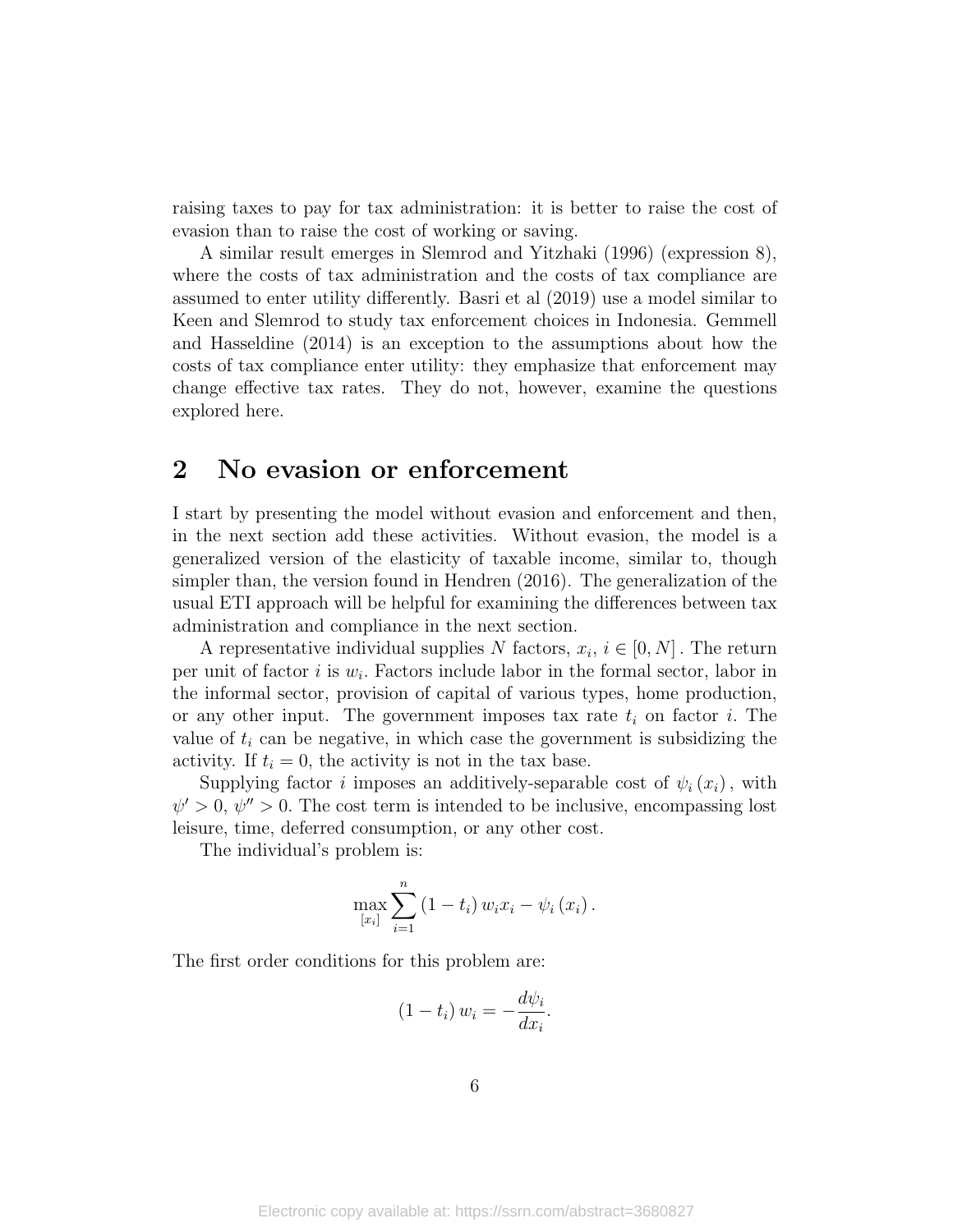raising taxes to pay for tax administration: it is better to raise the cost of evasion than to raise the cost of working or saving.

A similar result emerges in Slemrod and Yitzhaki (1996) (expression 8), where the costs of tax administration and the costs of tax compliance are assumed to enter utility differently. Basri et al (2019) use a model similar to Keen and Slemrod to study tax enforcement choices in Indonesia. Gemmell and Hasseldine (2014) is an exception to the assumptions about how the costs of tax compliance enter utility: they emphasize that enforcement may change effective tax rates. They do not, however, examine the questions explored here.

## 2 No evasion or enforcement

I start by presenting the model without evasion and enforcement and then, in the next section add these activities. Without evasion, the model is a generalized version of the elasticity of taxable income, similar to, though simpler than, the version found in Hendren (2016). The generalization of the usual ETI approach will be helpful for examining the differences between tax administration and compliance in the next section.

A representative individual supplies $N$ factors, $x_i$, $i \in [0, N]$. The return per unit of factor $i$ is $w_i$. Factors include labor in the formal sector, labor in the informal sector, provision of capital of various types, home production, or any other input. The government imposes tax rate $t_i$ on factor $i$. The value of $t_i$ can be negative, in which case the government is subsidizing the activity. If $t_i = 0$, the activity is not in the tax base.

Supplying factor $i$ imposes an additively-separable cost of $\psi_i(x_i)$, with $\psi' > 0$, $\psi'' > 0$. The cost term is intended to be inclusive, encompassing lost leisure, time, deferred consumption, or any other cost.

The individual's problem is:

$$\max_{[x_i]} \sum_{i=1}^{n} (1 - t_i) w_i x_i - \psi_i(x_i).$$

The first order conditions for this problem are:

$$(1 - t_i) w_i = -\frac{d\psi_i}{dx_i}.$$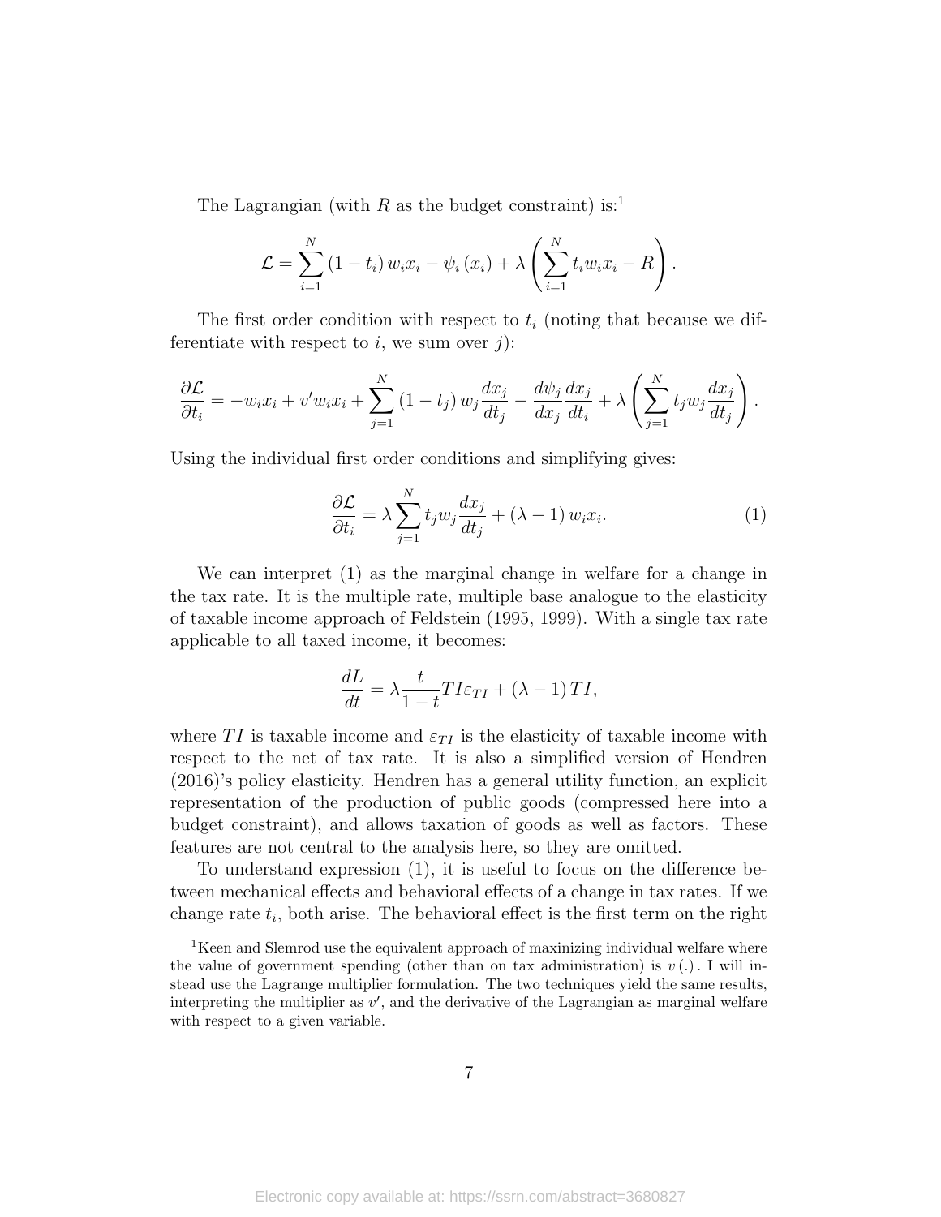The Lagrangian (with $R$ as the budget constraint) is:[1]

$$\mathcal{L} = \sum_{i=1}^{N} (1 - t_i) w_i x_i - \psi_i (x_i) + \lambda \left( \sum_{i=1}^{N} t_i w_i x_i - R \right).$$

The first order condition with respect to $t_i$ (noting that because we differentiate with respect to $i$, we sum over $j$):

$$\frac{\partial \mathcal{L}}{\partial t_i} = -w_i x_i + v' w_i x_i + \sum_{j=1}^{N} (1 - t_j) w_j \frac{dx_j}{dt_j} - \frac{d\psi_j}{dx_j} \frac{dx_j}{dt_i} + \lambda \left( \sum_{j=1}^{N} t_j w_j \frac{dx_j}{dt_j} \right).$$

Using the individual first order conditions and simplifying gives:

$$\frac{\partial \mathcal{L}}{\partial t_i} = \lambda \sum_{j=1}^{N} t_j w_j \frac{dx_j}{dt_j} + (\lambda - 1) w_i x_i. \tag{1}$$

We can interpret (1) as the marginal change in welfare for a change in the tax rate. It is the multiple rate, multiple base analogue to the elasticity of taxable income approach of Feldstein (1995, 1999). With a single tax rate applicable to all taxed income, it becomes:

$$\frac{dL}{dt} = \lambda \frac{t}{1-t} TI \varepsilon_{TI} + (\lambda - 1) TI,$$

where $TI$ is taxable income and $\varepsilon_{TI}$ is the elasticity of taxable income with respect to the net of tax rate. It is also a simplified version of Hendren (2016)'s policy elasticity. Hendren has a general utility function, an explicit representation of the production of public goods (compressed here into a budget constraint), and allows taxation of goods as well as factors. These features are not central to the analysis here, so they are omitted.

To understand expression (1), it is useful to focus on the difference between mechanical effects and behavioral effects of a change in tax rates. If we change rate $t_i$, both arise. The behavioral effect is the first term on the right

[1] Keen and Slemrod use the equivalent approach of maxinizing individual welfare where the value of government spending (other than on tax administration) is $v(.)$. I will instead use the Lagrange multiplier formulation. The two techniques yield the same results, interpreting the multiplier as $v'$, and the derivative of the Lagrangian as marginal welfare with respect to a given variable.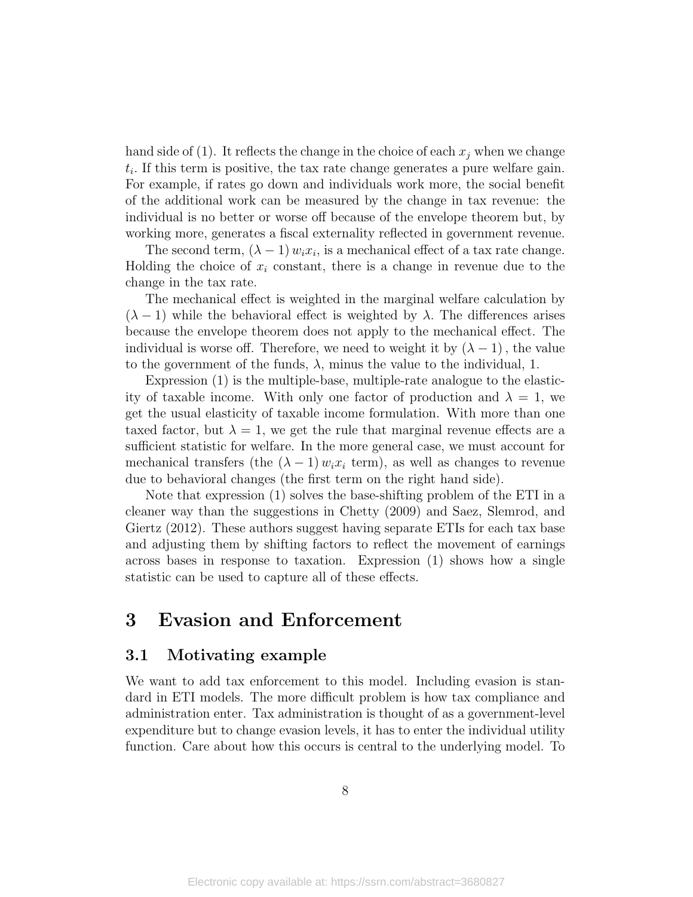hand side of (1). It reflects the change in the choice of each $x_j$ when we change $t_i$. If this term is positive, the tax rate change generates a pure welfare gain. For example, if rates go down and individuals work more, the social benefit of the additional work can be measured by the change in tax revenue: the individual is no better or worse off because of the envelope theorem but, by working more, generates a fiscal externality reflected in government revenue.

The second term, $(\lambda - 1) w_i x_i$, is a mechanical effect of a tax rate change. Holding the choice of $x_i$ constant, there is a change in revenue due to the change in the tax rate.

The mechanical effect is weighted in the marginal welfare calculation by $(\lambda - 1)$ while the behavioral effect is weighted by $\lambda$. The differences arises because the envelope theorem does not apply to the mechanical effect. The individual is worse off. Therefore, we need to weight it by $(\lambda - 1)$, the value to the government of the funds, $\lambda$, minus the value to the individual, 1.

Expression (1) is the multiple-base, multiple-rate analogue to the elasticity of taxable income. With only one factor of production and $\lambda = 1$, we get the usual elasticity of taxable income formulation. With more than one taxed factor, but $\lambda = 1$, we get the rule that marginal revenue effects are a sufficient statistic for welfare. In the more general case, we must account for mechanical transfers (the $(\lambda - 1) w_i x_i$ term), as well as changes to revenue due to behavioral changes (the first term on the right hand side).

Note that expression (1) solves the base-shifting problem of the ETI in a cleaner way than the suggestions in Chetty (2009) and Saez, Slemrod, and Giertz (2012). These authors suggest having separate ETIs for each tax base and adjusting them by shifting factors to reflect the movement of earnings across bases in response to taxation. Expression (1) shows how a single statistic can be used to capture all of these effects.

# 3 Evasion and Enforcement

## 3.1 Motivating example

We want to add tax enforcement to this model. Including evasion is standard in ETI models. The more difficult problem is how tax compliance and administration enter. Tax administration is thought of as a government-level expenditure but to change evasion levels, it has to enter the individual utility function. Care about how this occurs is central to the underlying model. To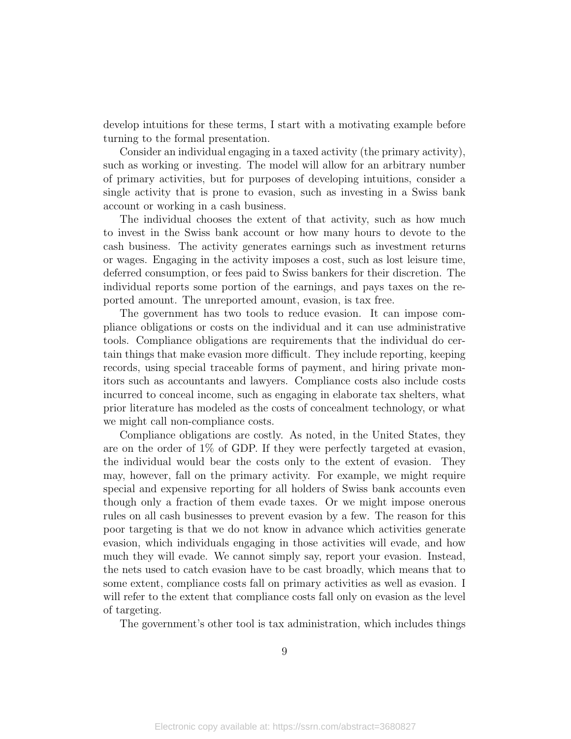develop intuitions for these terms, I start with a motivating example before turning to the formal presentation.

Consider an individual engaging in a taxed activity (the primary activity), such as working or investing. The model will allow for an arbitrary number of primary activities, but for purposes of developing intuitions, consider a single activity that is prone to evasion, such as investing in a Swiss bank account or working in a cash business.

The individual chooses the extent of that activity, such as how much to invest in the Swiss bank account or how many hours to devote to the cash business. The activity generates earnings such as investment returns or wages. Engaging in the activity imposes a cost, such as lost leisure time, deferred consumption, or fees paid to Swiss bankers for their discretion. The individual reports some portion of the earnings, and pays taxes on the reported amount. The unreported amount, evasion, is tax free.

The government has two tools to reduce evasion. It can impose compliance obligations or costs on the individual and it can use administrative tools. Compliance obligations are requirements that the individual do certain things that make evasion more difficult. They include reporting, keeping records, using special traceable forms of payment, and hiring private monitors such as accountants and lawyers. Compliance costs also include costs incurred to conceal income, such as engaging in elaborate tax shelters, what prior literature has modeled as the costs of concealment technology, or what we might call non-compliance costs.

Compliance obligations are costly. As noted, in the United States, they are on the order of 1% of GDP. If they were perfectly targeted at evasion, the individual would bear the costs only to the extent of evasion. They may, however, fall on the primary activity. For example, we might require special and expensive reporting for all holders of Swiss bank accounts even though only a fraction of them evade taxes. Or we might impose onerous rules on all cash businesses to prevent evasion by a few. The reason for this poor targeting is that we do not know in advance which activities generate evasion, which individuals engaging in those activities will evade, and how much they will evade. We cannot simply say, report your evasion. Instead, the nets used to catch evasion have to be cast broadly, which means that to some extent, compliance costs fall on primary activities as well as evasion. I will refer to the extent that compliance costs fall only on evasion as the level of targeting.

The government's other tool is tax administration, which includes things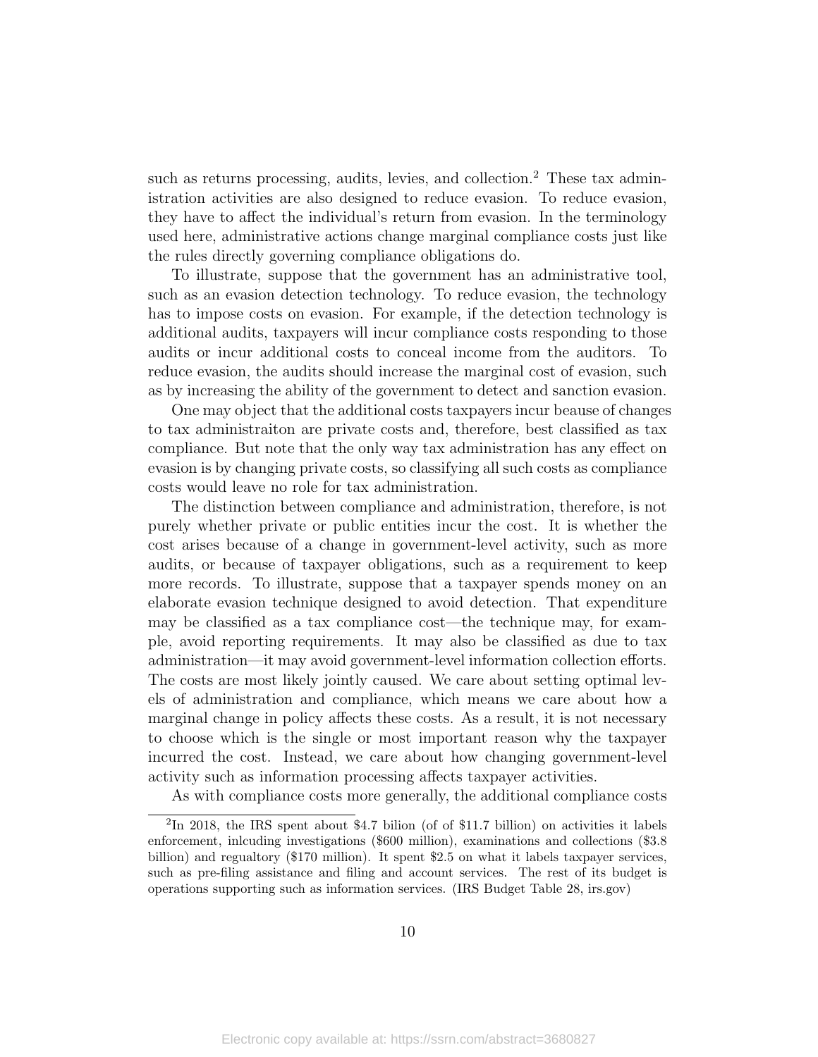such as returns processing, audits, levies, and collection.[2] These tax administration activities are also designed to reduce evasion. To reduce evasion, they have to affect the individual's return from evasion. In the terminology used here, administrative actions change marginal compliance costs just like the rules directly governing compliance obligations do.

To illustrate, suppose that the government has an administrative tool, such as an evasion detection technology. To reduce evasion, the technology has to impose costs on evasion. For example, if the detection technology is additional audits, taxpayers will incur compliance costs responding to those audits or incur additional costs to conceal income from the auditors. To reduce evasion, the audits should increase the marginal cost of evasion, such as by increasing the ability of the government to detect and sanction evasion.

One may object that the additional costs taxpayers incur beause of changes to tax administraiton are private costs and, therefore, best classified as tax compliance. But note that the only way tax administration has any effect on evasion is by changing private costs, so classifying all such costs as compliance costs would leave no role for tax administration.

The distinction between compliance and administration, therefore, is not purely whether private or public entities incur the cost. It is whether the cost arises because of a change in government-level activity, such as more audits, or because of taxpayer obligations, such as a requirement to keep more records. To illustrate, suppose that a taxpayer spends money on an elaborate evasion technique designed to avoid detection. That expenditure may be classified as a tax compliance cost—the technique may, for example, avoid reporting requirements. It may also be classified as due to tax administration—it may avoid government-level information collection efforts. The costs are most likely jointly caused. We care about setting optimal levels of administration and compliance, which means we care about how a marginal change in policy affects these costs. As a result, it is not necessary to choose which is the single or most important reason why the taxpayer incurred the cost. Instead, we care about how changing government-level activity such as information processing affects taxpayer activities.

As with compliance costs more generally, the additional compliance costs

---

[2] In 2018, the IRS spent about $4.7 bilion (of of $11.7 billion) on activities it labels enforcement, inlcuding investigations ($600 million), examinations and collections ($3.8 billion) and regualtory ($170 million). It spent $2.5 on what it labels taxpayer services, such as pre-filing assistance and filing and account services. The rest of its budget is operations supporting such as information services. (IRS Budget Table 28, irs.gov)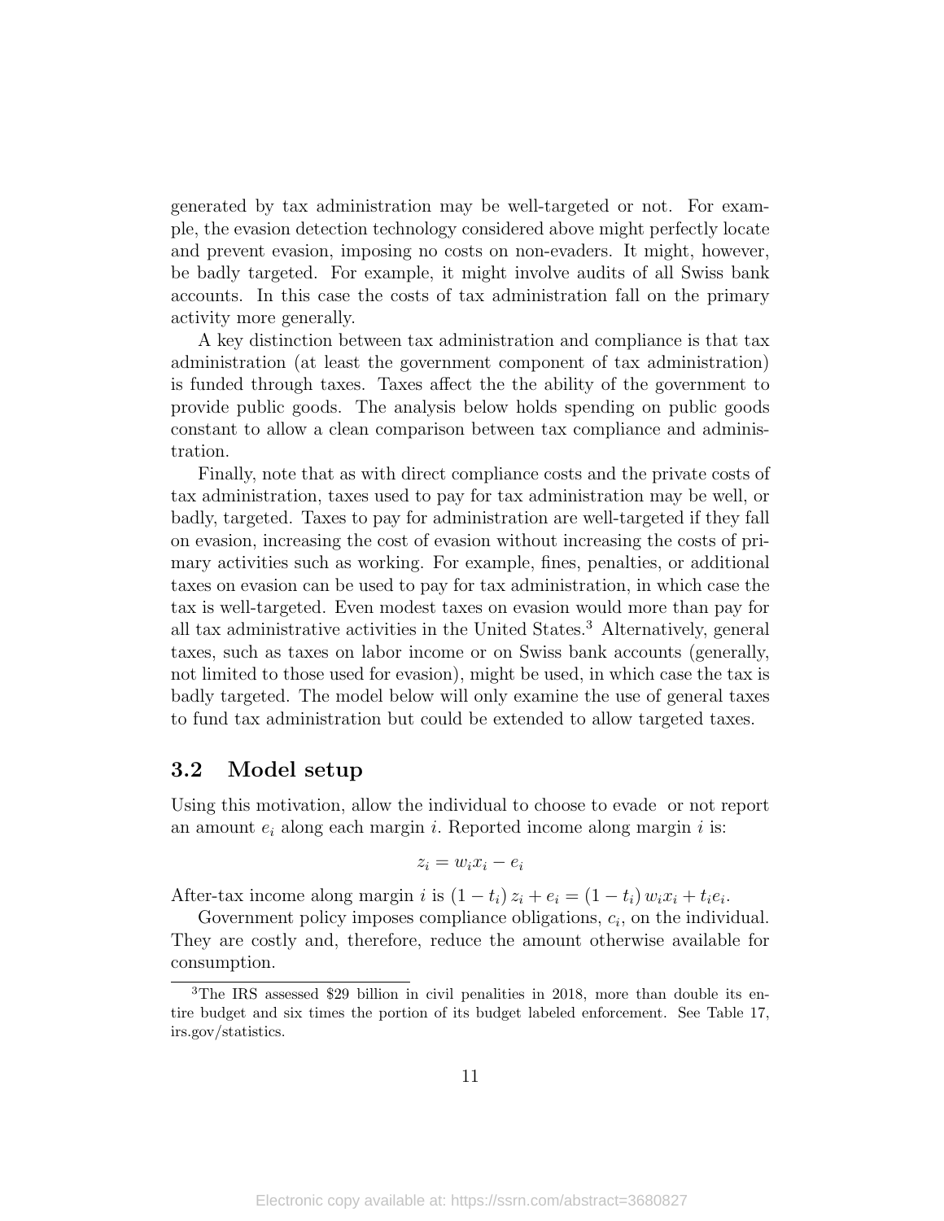generated by tax administration may be well-targeted or not. For example, the evasion detection technology considered above might perfectly locate and prevent evasion, imposing no costs on non-evaders. It might, however, be badly targeted. For example, it might involve audits of all Swiss bank accounts. In this case the costs of tax administration fall on the primary activity more generally.

A key distinction between tax administration and compliance is that tax administration (at least the government component of tax administration) is funded through taxes. Taxes affect the the ability of the government to provide public goods. The analysis below holds spending on public goods constant to allow a clean comparison between tax compliance and administration.

Finally, note that as with direct compliance costs and the private costs of tax administration, taxes used to pay for tax administration may be well, or badly, targeted. Taxes to pay for administration are well-targeted if they fall on evasion, increasing the cost of evasion without increasing the costs of primary activities such as working. For example, fines, penalties, or additional taxes on evasion can be used to pay for tax administration, in which case the tax is well-targeted. Even modest taxes on evasion would more than pay for all tax administrative activities in the United States.[3] Alternatively, general taxes, such as taxes on labor income or on Swiss bank accounts (generally, not limited to those used for evasion), might be used, in which case the tax is badly targeted. The model below will only examine the use of general taxes to fund tax administration but could be extended to allow targeted taxes.

## 3.2 Model setup

Using this motivation, allow the individual to choose to evade or not report an amount $e_i$ along each margin $i$. Reported income along margin $i$ is:

$$z_i = w_i x_i - e_i$$

After-tax income along margin $i$ is $(1 - t_i) z_i + e_i = (1 - t_i) w_i x_i + t_i e_i$.

Government policy imposes compliance obligations, $c_i$, on the individual. They are costly and, therefore, reduce the amount otherwise available for consumption.

[3] The IRS assessed $29 billion in civil penalities in 2018, more than double its entire budget and six times the portion of its budget labeled enforcement. See Table 17, irs.gov/statistics.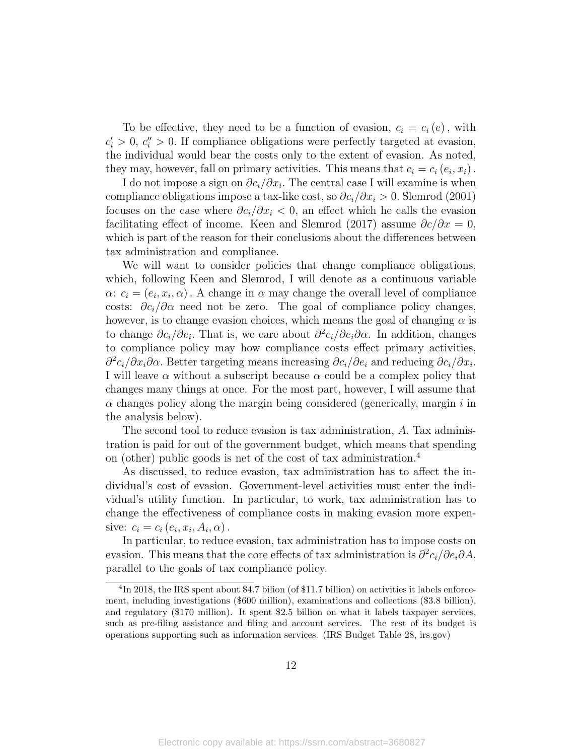To be effective, they need to be a function of evasion, $c_i = c_i(e)$, with $c_i' > 0$, $c_i'' > 0$. If compliance obligations were perfectly targeted at evasion, the individual would bear the costs only to the extent of evasion. As noted, they may, however, fall on primary activities. This means that $c_i = c_i(e_i, x_i)$.

I do not impose a sign on $\partial c_i / \partial x_i$. The central case I will examine is when compliance obligations impose a tax-like cost, so $\partial c_i / \partial x_i > 0$. Slemrod (2001) focuses on the case where $\partial c_i / \partial x_i < 0$, an effect which he calls the evasion facilitating effect of income. Keen and Slemrod (2017) assume $\partial c / \partial x = 0$, which is part of the reason for their conclusions about the differences between tax administration and compliance.

We will want to consider policies that change compliance obligations, which, following Keen and Slemrod, I will denote as a continuous variable $\alpha$: $c_i = (e_i, x_i, \alpha)$. A change in $\alpha$ may change the overall level of compliance costs: $\partial c_i / \partial \alpha$ need not be zero. The goal of compliance policy changes, however, is to change evasion choices, which means the goal of changing $\alpha$ is to change $\partial c_i / \partial e_i$. That is, we care about $\partial^2 c_i / \partial e_i \partial \alpha$. In addition, changes to compliance policy may how compliance costs effect primary activities, $\partial^2 c_i / \partial x_i \partial \alpha$. Better targeting means increasing $\partial c_i / \partial e_i$ and reducing $\partial c_i / \partial x_i$. I will leave $\alpha$ without a subscript because $\alpha$ could be a complex policy that changes many things at once. For the most part, however, I will assume that $\alpha$ changes policy along the margin being considered (generically, margin $i$ in the analysis below).

The second tool to reduce evasion is tax administration, $A$. Tax administration is paid for out of the government budget, which means that spending on (other) public goods is net of the cost of tax administration.[4]

As discussed, to reduce evasion, tax administration has to affect the individual's cost of evasion. Government-level activities must enter the individual's utility function. In particular, to work, tax administration has to change the effectiveness of compliance costs in making evasion more expensive: $c_i = c_i(e_i, x_i, A_i, \alpha)$.

In particular, to reduce evasion, tax administration has to impose costs on evasion. This means that the core effects of tax administration is $\partial^2 c_i / \partial e_i \partial A$, parallel to the goals of tax compliance policy.

---

[4] In 2018, the IRS spent about \$4.7 bilion (of \$11.7 billion) on activities it labels enforcement, including investigations (\$600 million), examinations and collections (\$3.8 billion), and regulatory (\$170 million). It spent \$2.5 billion on what it labels taxpayer services, such as pre-filing assistance and filing and account services. The rest of its budget is operations supporting such as information services. (IRS Budget Table 28, irs.gov)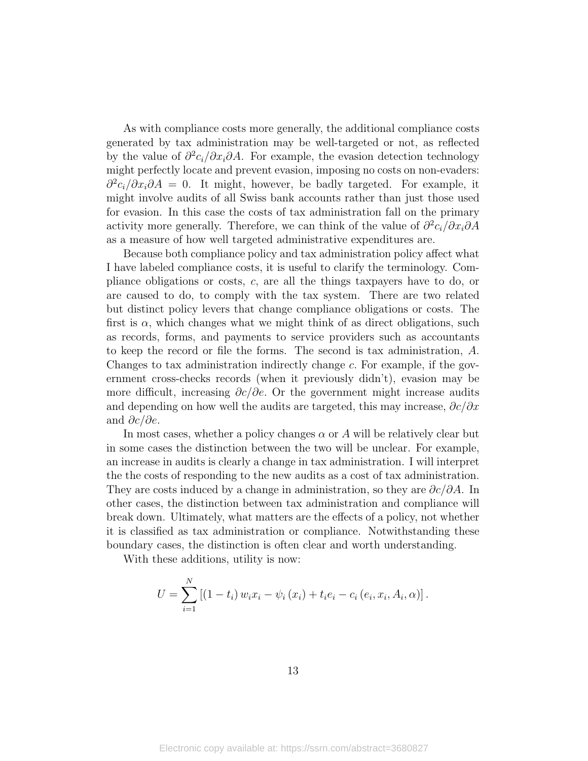As with compliance costs more generally, the additional compliance costs generated by tax administration may be well-targeted or not, as reflected by the value of $\partial^2 c_i/\partial x_i \partial A$. For example, the evasion detection technology might perfectly locate and prevent evasion, imposing no costs on non-evaders: $\partial^2 c_i/\partial x_i \partial A = 0$. It might, however, be badly targeted. For example, it might involve audits of all Swiss bank accounts rather than just those used for evasion. In this case the costs of tax administration fall on the primary activity more generally. Therefore, we can think of the value of $\partial^2 c_i/\partial x_i \partial A$ as a measure of how well targeted administrative expenditures are.

Because both compliance policy and tax administration policy affect what I have labeled compliance costs, it is useful to clarify the terminology. Compliance obligations or costs, $c$, are all the things taxpayers have to do, or are caused to do, to comply with the tax system. There are two related but distinct policy levers that change compliance obligations or costs. The first is $\alpha$, which changes what we might think of as direct obligations, such as records, forms, and payments to service providers such as accountants to keep the record or file the forms. The second is tax administration, $A$. Changes to tax administration indirectly change $c$. For example, if the government cross-checks records (when it previously didn't), evasion may be more difficult, increasing $\partial c/\partial e$. Or the government might increase audits and depending on how well the audits are targeted, this may increase, $\partial c/\partial x$ and $\partial c/\partial e$.

In most cases, whether a policy changes $\alpha$ or $A$ will be relatively clear but in some cases the distinction between the two will be unclear. For example, an increase in audits is clearly a change in tax administration. I will interpret the the costs of responding to the new audits as a cost of tax administration. They are costs induced by a change in administration, so they are $\partial c/\partial A$. In other cases, the distinction between tax administration and compliance will break down. Ultimately, what matters are the effects of a policy, not whether it is classified as tax administration or compliance. Notwithstanding these boundary cases, the distinction is often clear and worth understanding.

With these additions, utility is now:

$$U = \sum_{i=1}^{N} \left[ (1 - t_i) w_i x_i - \psi_i (x_i) + t_i e_i - c_i (e_i, x_i, A_i, \alpha) \right].$$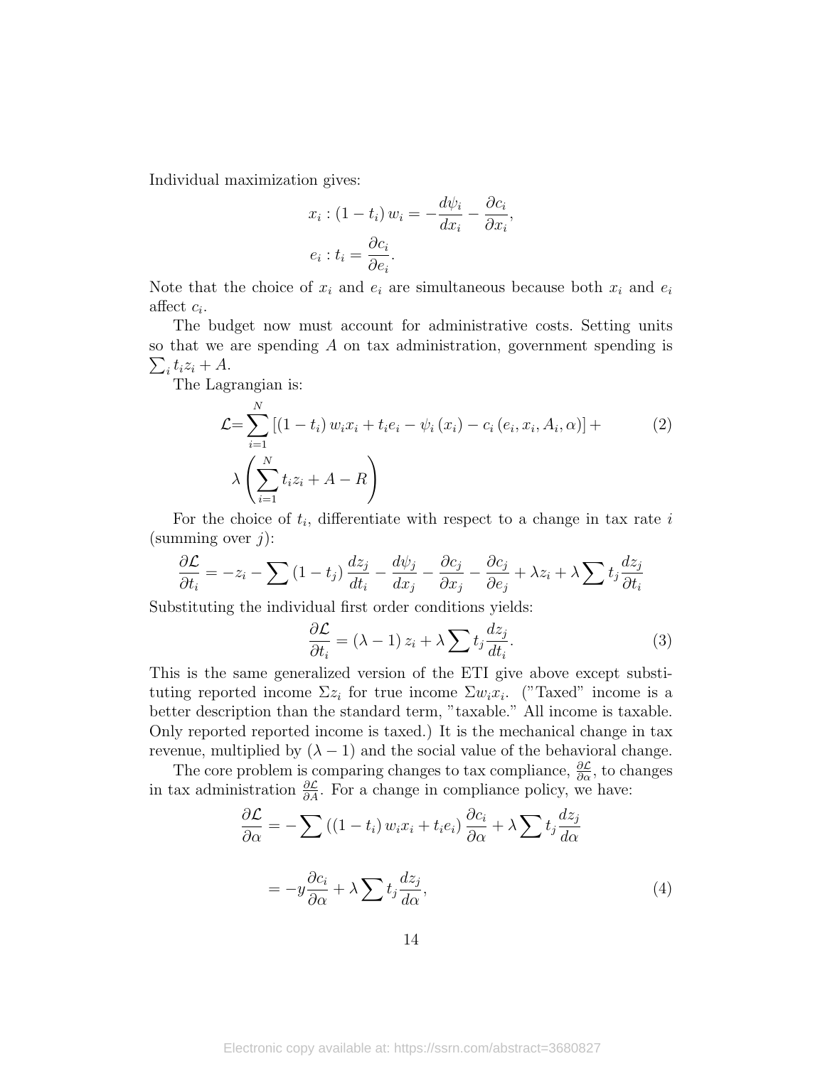Individual maximization gives:

$$x_i : (1 - t_i) w_i = -\frac{d\psi_i}{dx_i} - \frac{\partial c_i}{\partial x_i},$$

$$e_i : t_i = \frac{\partial c_i}{\partial e_i}.$$

Note that the choice of $x_i$ and $e_i$ are simultaneous because both $x_i$ and $e_i$ affect $c_i$.

The budget now must account for administrative costs. Setting units so that we are spending $A$ on tax administration, government spending is $\sum_i t_i z_i + A$.

The Lagrangian is:

$$\mathcal{L} = \sum_{i=1}^{N} \left[ (1 - t_i) w_i x_i + t_i e_i - \psi_i(x_i) - c_i(e_i, x_i, A_i, \alpha) \right] + \lambda \left( \sum_{i=1}^{N} t_i z_i + A - R \right) \tag{2}$$

For the choice of $t_i$, differentiate with respect to a change in tax rate $i$ (summing over $j$):

$$\frac{\partial \mathcal{L}}{\partial t_i} = -z_i - \sum (1 - t_j) \frac{dz_j}{dt_i} - \frac{d\psi_j}{dx_j} - \frac{\partial c_j}{\partial x_j} - \frac{\partial c_j}{\partial e_j} + \lambda z_i + \lambda \sum t_j \frac{dz_j}{\partial t_i}$$

Substituting the individual first order conditions yields:

$$\frac{\partial \mathcal{L}}{\partial t_i} = (\lambda - 1) z_i + \lambda \sum t_j \frac{dz_j}{dt_i}. \tag{3}$$

This is the same generalized version of the ETI give above except substituting reported income $\Sigma z_i$ for true income $\Sigma w_i x_i$. ("Taxed" income is a better description than the standard term, "taxable." All income is taxable. Only reported reported income is taxed.) It is the mechanical change in tax revenue, multiplied by $(\lambda - 1)$ and the social value of the behavioral change.

The core problem is comparing changes to tax compliance, $\frac{\partial \mathcal{L}}{\partial \alpha}$, to changes in tax administration $\frac{\partial \mathcal{L}}{\partial A}$. For a change in compliance policy, we have:

$$\frac{\partial \mathcal{L}}{\partial \alpha} = -\sum \left( (1 - t_i) w_i x_i + t_i e_i \right) \frac{\partial c_i}{\partial \alpha} + \lambda \sum t_j \frac{dz_j}{d\alpha}$$

$$= -y \frac{\partial c_i}{\partial \alpha} + \lambda \sum t_j \frac{dz_j}{d\alpha}, \tag{4}$$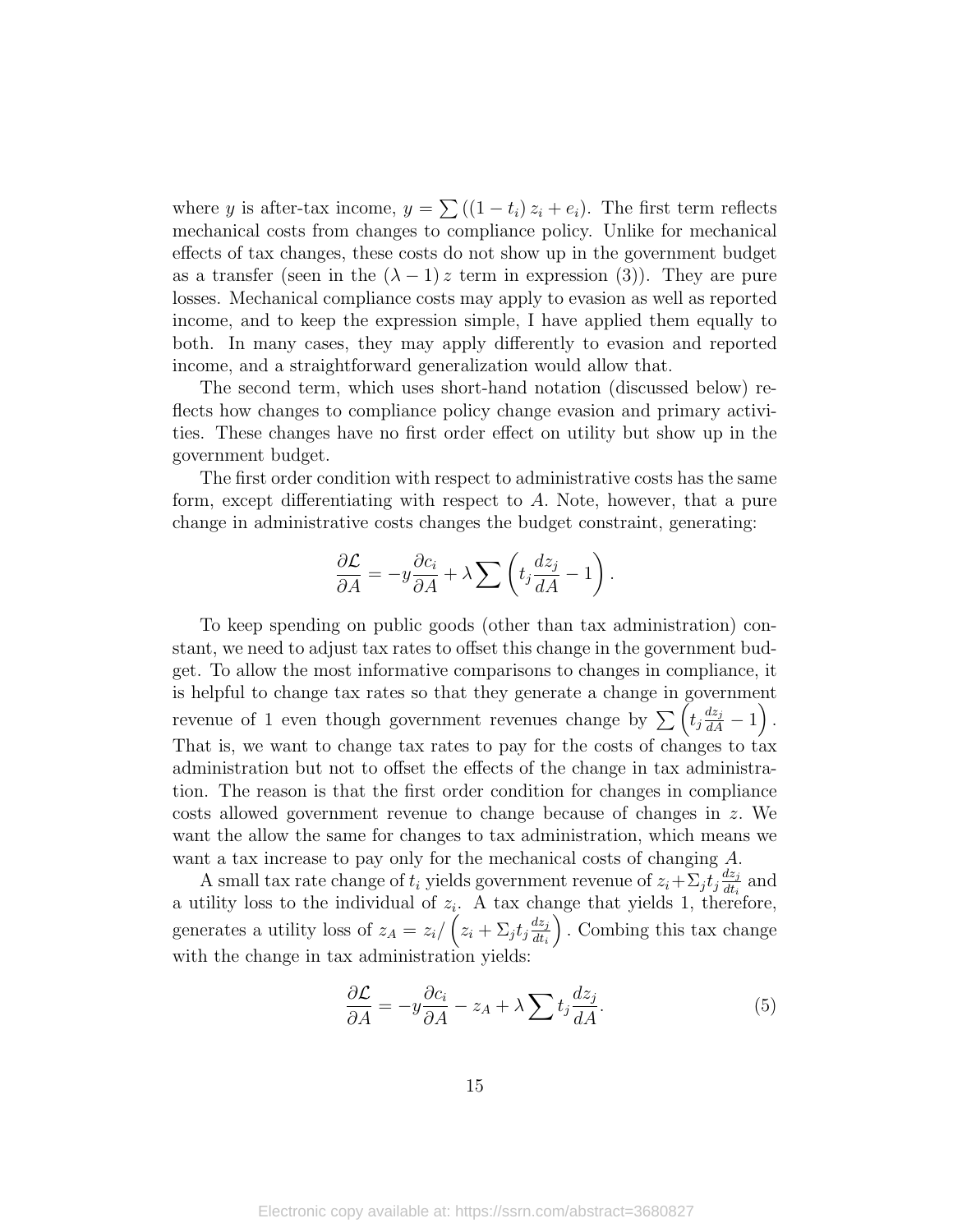where $y$ is after-tax income, $y = \sum ((1 - t_i) z_i + e_i)$. The first term reflects mechanical costs from changes to compliance policy. Unlike for mechanical effects of tax changes, these costs do not show up in the government budget as a transfer (seen in the $(\lambda - 1) z$ term in expression (3)). They are pure losses. Mechanical compliance costs may apply to evasion as well as reported income, and to keep the expression simple, I have applied them equally to both. In many cases, they may apply differently to evasion and reported income, and a straightforward generalization would allow that.

The second term, which uses short-hand notation (discussed below) reflects how changes to compliance policy change evasion and primary activities. These changes have no first order effect on utility but show up in the government budget.

The first order condition with respect to administrative costs has the same form, except differentiating with respect to $A$. Note, however, that a pure change in administrative costs changes the budget constraint, generating:

$$\frac{\partial \mathcal{L}}{\partial A} = -y \frac{\partial c_i}{\partial A} + \lambda \sum \left( t_j \frac{dz_j}{dA} - 1 \right).$$

To keep spending on public goods (other than tax administration) constant, we need to adjust tax rates to offset this change in the government budget. To allow the most informative comparisons to changes in compliance, it is helpful to change tax rates so that they generate a change in government revenue of 1 even though government revenues change by $\sum \left( t_j \frac{dz_j}{dA} - 1 \right)$. That is, we want to change tax rates to pay for the costs of changes to tax administration but not to offset the effects of the change in tax administration. The reason is that the first order condition for changes in compliance costs allowed government revenue to change because of changes in $z$. We want the allow the same for changes to tax administration, which means we want a tax increase to pay only for the mechanical costs of changing $A$.

A small tax rate change of $t_i$ yields government revenue of $z_i + \Sigma_j t_j \frac{dz_j}{dt_i}$ and a utility loss to the individual of $z_i$. A tax change that yields 1, therefore, generates a utility loss of $z_A = z_i / \left( z_i + \Sigma_j t_j \frac{dz_j}{dt_i} \right)$. Combing this tax change with the change in tax administration yields:

$$\frac{\partial \mathcal{L}}{\partial A} = -y \frac{\partial c_i}{\partial A} - z_A + \lambda \sum t_j \frac{dz_j}{dA}. \tag{5}$$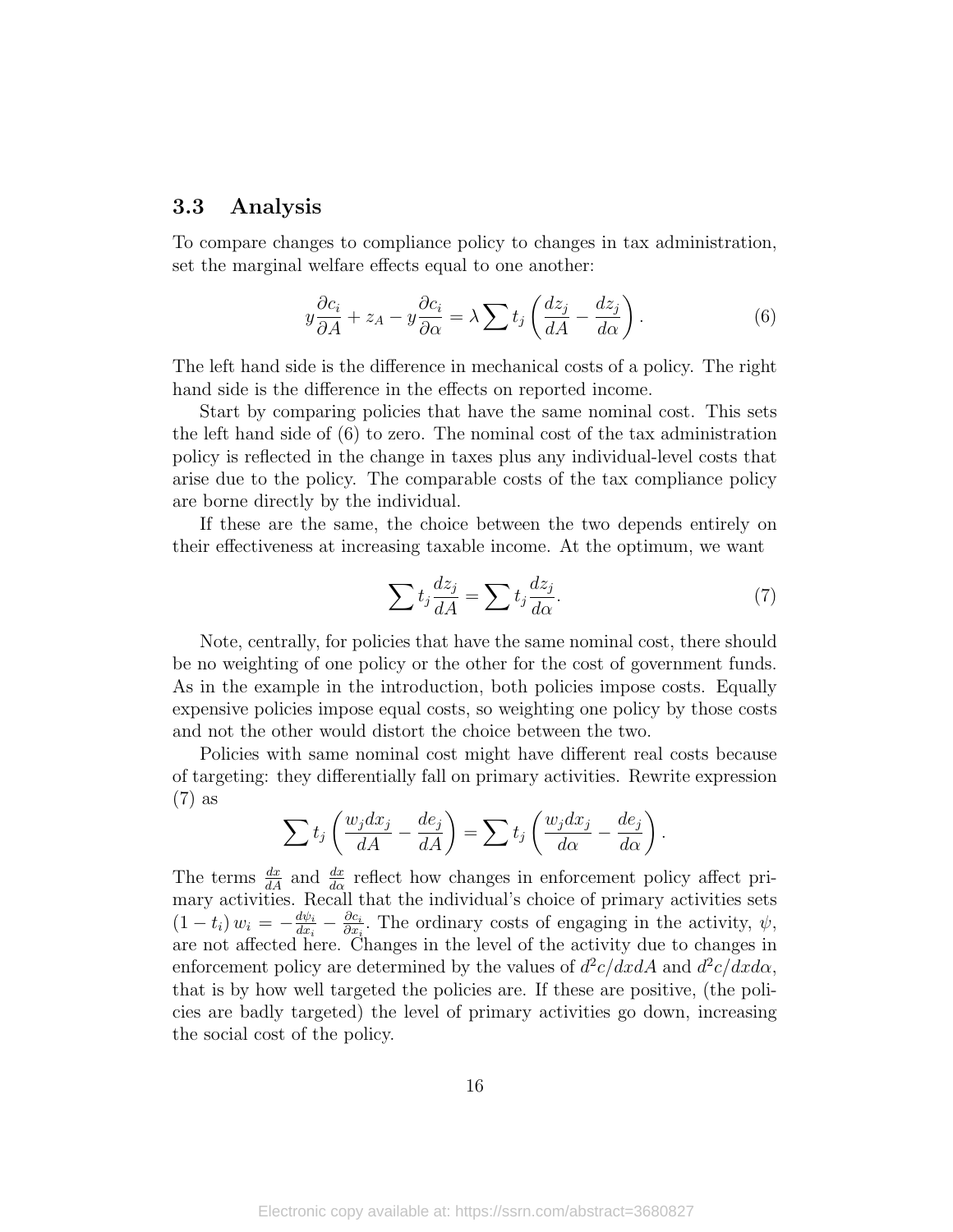### 3.3 Analysis

To compare changes to compliance policy to changes in tax administration, set the marginal welfare effects equal to one another:

$$y\frac{\partial c_i}{\partial A} + z_A - y\frac{\partial c_i}{\partial \alpha} = \lambda \sum t_j \left( \frac{dz_j}{dA} - \frac{dz_j}{d\alpha} \right). \tag{6}$$

The left hand side is the difference in mechanical costs of a policy. The right hand side is the difference in the effects on reported income.

Start by comparing policies that have the same nominal cost. This sets the left hand side of (6) to zero. The nominal cost of the tax administration policy is reflected in the change in taxes plus any individual-level costs that arise due to the policy. The comparable costs of the tax compliance policy are borne directly by the individual.

If these are the same, the choice between the two depends entirely on their effectiveness at increasing taxable income. At the optimum, we want

$$\sum t_j \frac{dz_j}{dA} = \sum t_j \frac{dz_j}{d\alpha}. \tag{7}$$

Note, centrally, for policies that have the same nominal cost, there should be no weighting of one policy or the other for the cost of government funds. As in the example in the introduction, both policies impose costs. Equally expensive policies impose equal costs, so weighting one policy by those costs and not the other would distort the choice between the two.

Policies with same nominal cost might have different real costs because of targeting: they differentially fall on primary activities. Rewrite expression (7) as

$$\sum t_j \left( \frac{w_j dx_j}{dA} - \frac{de_j}{dA} \right) = \sum t_j \left( \frac{w_j dx_j}{d\alpha} - \frac{de_j}{d\alpha} \right).$$

The terms $\frac{dx}{dA}$ and $\frac{dx}{d\alpha}$ reflect how changes in enforcement policy affect primary activities. Recall that the individual's choice of primary activities sets $(1 - t_i)\, w_i = -\frac{d\psi_i}{dx_i} - \frac{\partial c_i}{\partial x_i}$. The ordinary costs of engaging in the activity, $\psi$, are not affected here. Changes in the level of the activity due to changes in enforcement policy are determined by the values of $d^2c/dxdA$ and $d^2c/dxd\alpha$, that is by how well targeted the policies are. If these are positive, (the policies are badly targeted) the level of primary activities go down, increasing the social cost of the policy.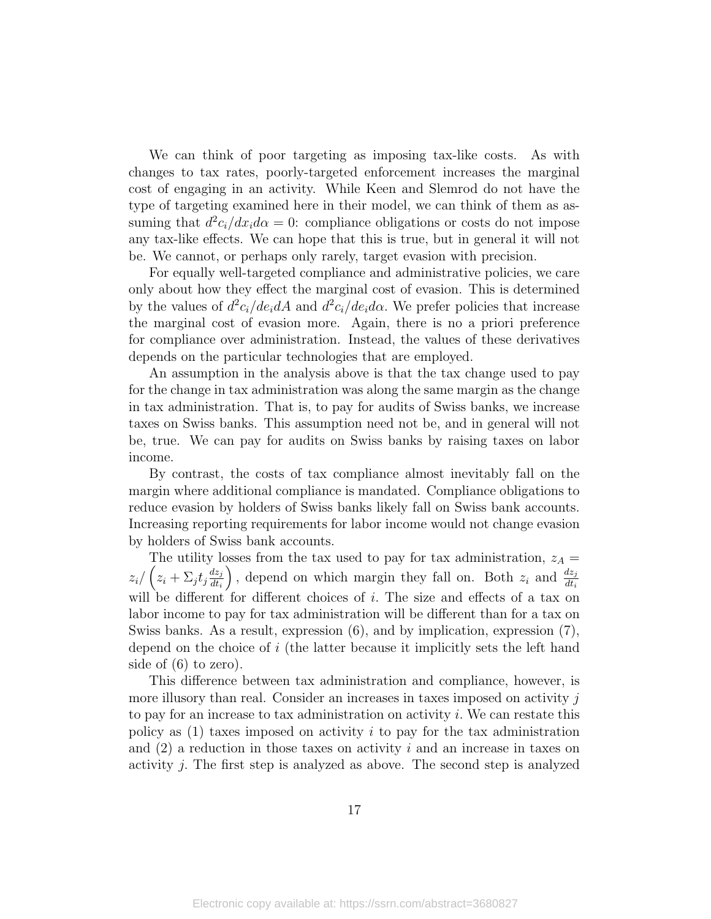We can think of poor targeting as imposing tax-like costs. As with changes to tax rates, poorly-targeted enforcement increases the marginal cost of engaging in an activity. While Keen and Slemrod do not have the type of targeting examined here in their model, we can think of them as assuming that $d^2c_i/dx_id\alpha = 0$: compliance obligations or costs do not impose any tax-like effects. We can hope that this is true, but in general it will not be. We cannot, or perhaps only rarely, target evasion with precision.

For equally well-targeted compliance and administrative policies, we care only about how they effect the marginal cost of evasion. This is determined by the values of $d^2c_i/de_idA$ and $d^2c_i/de_id\alpha$. We prefer policies that increase the marginal cost of evasion more. Again, there is no a priori preference for compliance over administration. Instead, the values of these derivatives depends on the particular technologies that are employed.

An assumption in the analysis above is that the tax change used to pay for the change in tax administration was along the same margin as the change in tax administration. That is, to pay for audits of Swiss banks, we increase taxes on Swiss banks. This assumption need not be, and in general will not be, true. We can pay for audits on Swiss banks by raising taxes on labor income.

By contrast, the costs of tax compliance almost inevitably fall on the margin where additional compliance is mandated. Compliance obligations to reduce evasion by holders of Swiss banks likely fall on Swiss bank accounts. Increasing reporting requirements for labor income would not change evasion by holders of Swiss bank accounts.

The utility losses from the tax used to pay for tax administration, $z_A = z_i/\left(z_i + \Sigma_j t_j \frac{dz_j}{dt_i}\right)$, depend on which margin they fall on. Both $z_i$ and $\frac{dz_j}{dt_i}$ will be different for different choices of $i$. The size and effects of a tax on labor income to pay for tax administration will be different than for a tax on Swiss banks. As a result, expression (6), and by implication, expression (7), depend on the choice of $i$ (the latter because it implicitly sets the left hand side of (6) to zero).

This difference between tax administration and compliance, however, is more illusory than real. Consider an increases in taxes imposed on activity $j$ to pay for an increase to tax administration on activity $i$. We can restate this policy as (1) taxes imposed on activity $i$ to pay for the tax administration and (2) a reduction in those taxes on activity $i$ and an increase in taxes on activity $j$. The first step is analyzed as above. The second step is analyzed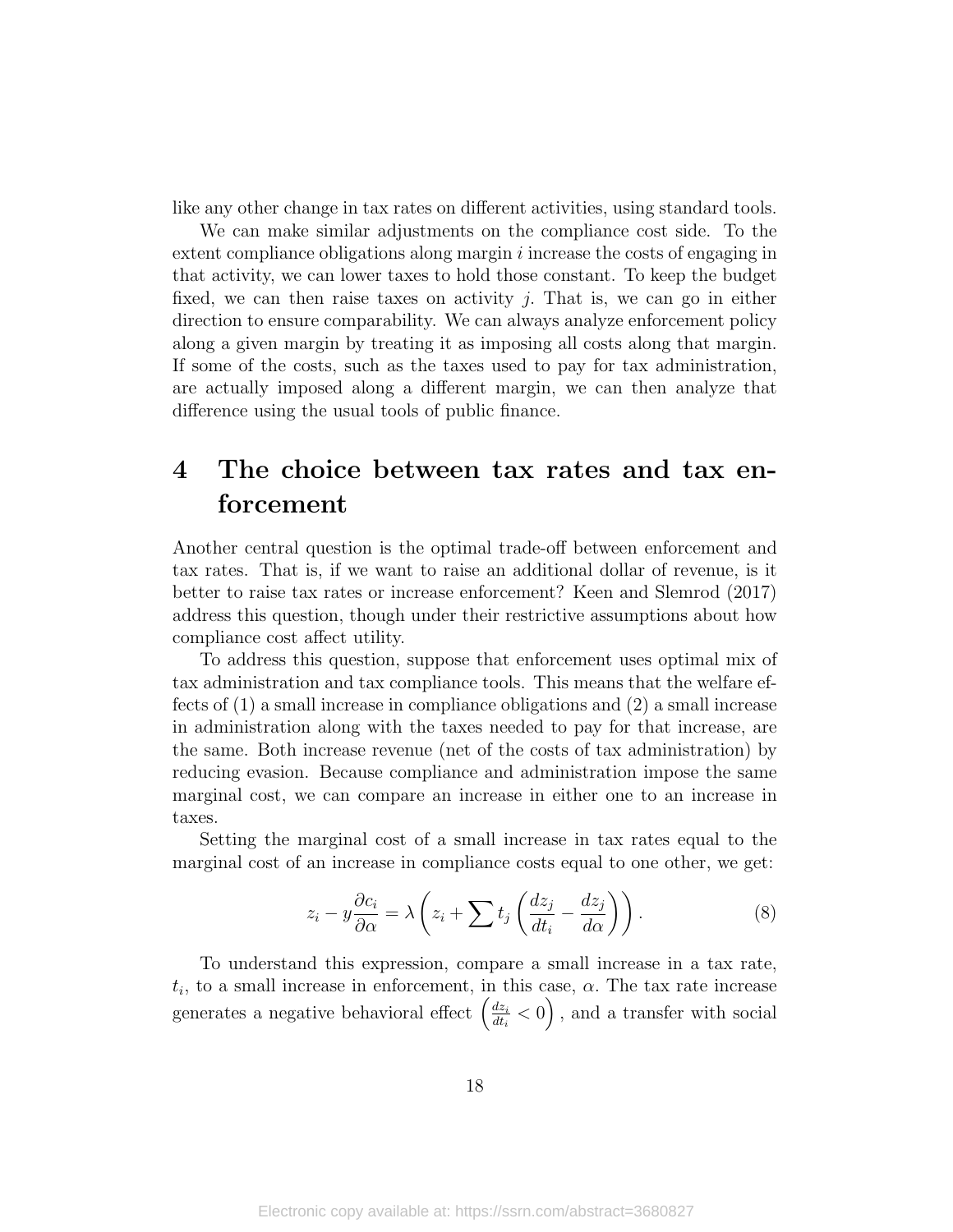like any other change in tax rates on different activities, using standard tools.

We can make similar adjustments on the compliance cost side. To the extent compliance obligations along margin $i$ increase the costs of engaging in that activity, we can lower taxes to hold those constant. To keep the budget fixed, we can then raise taxes on activity $j$. That is, we can go in either direction to ensure comparability. We can always analyze enforcement policy along a given margin by treating it as imposing all costs along that margin. If some of the costs, such as the taxes used to pay for tax administration, are actually imposed along a different margin, we can then analyze that difference using the usual tools of public finance.

# 4 The choice between tax rates and tax enforcement

Another central question is the optimal trade-off between enforcement and tax rates. That is, if we want to raise an additional dollar of revenue, is it better to raise tax rates or increase enforcement? Keen and Slemrod (2017) address this question, though under their restrictive assumptions about how compliance cost affect utility.

To address this question, suppose that enforcement uses optimal mix of tax administration and tax compliance tools. This means that the welfare effects of (1) a small increase in compliance obligations and (2) a small increase in administration along with the taxes needed to pay for that increase, are the same. Both increase revenue (net of the costs of tax administration) by reducing evasion. Because compliance and administration impose the same marginal cost, we can compare an increase in either one to an increase in taxes.

Setting the marginal cost of a small increase in tax rates equal to the marginal cost of an increase in compliance costs equal to one other, we get:

$$z_i - y\frac{\partial c_i}{\partial \alpha} = \lambda \left( z_i + \sum t_j \left( \frac{dz_j}{dt_i} - \frac{dz_j}{d\alpha} \right) \right). \tag{8}$$

To understand this expression, compare a small increase in a tax rate, $t_i$, to a small increase in enforcement, in this case, $\alpha$. The tax rate increase generates a negative behavioral effect $\left( \frac{dz_i}{dt_i} < 0 \right)$, and a transfer with social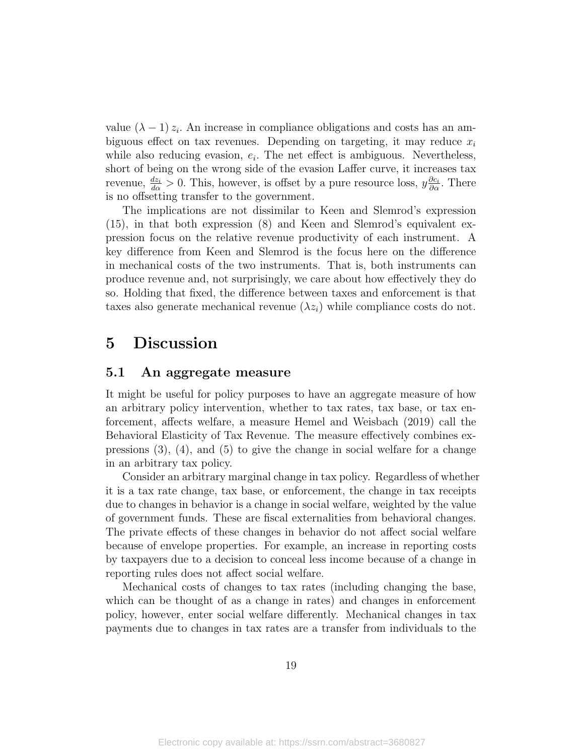value $(\lambda - 1) z_i$. An increase in compliance obligations and costs has an ambiguous effect on tax revenues. Depending on targeting, it may reduce $x_i$ while also reducing evasion, $e_i$. The net effect is ambiguous. Nevertheless, short of being on the wrong side of the evasion Laffer curve, it increases tax revenue, $\frac{dz_i}{d\alpha} > 0$. This, however, is offset by a pure resource loss, $y\frac{\partial c_i}{\partial \alpha}$. There is no offsetting transfer to the government.

The implications are not dissimilar to Keen and Slemrod's expression (15), in that both expression (8) and Keen and Slemrod's equivalent expression focus on the relative revenue productivity of each instrument. A key difference from Keen and Slemrod is the focus here on the difference in mechanical costs of the two instruments. That is, both instruments can produce revenue and, not surprisingly, we care about how effectively they do so. Holding that fixed, the difference between taxes and enforcement is that taxes also generate mechanical revenue $(\lambda z_i)$ while compliance costs do not.

# 5 Discussion

## 5.1 An aggregate measure

It might be useful for policy purposes to have an aggregate measure of how an arbitrary policy intervention, whether to tax rates, tax base, or tax enforcement, affects welfare, a measure Hemel and Weisbach (2019) call the Behavioral Elasticity of Tax Revenue. The measure effectively combines expressions (3), (4), and (5) to give the change in social welfare for a change in an arbitrary tax policy.

Consider an arbitrary marginal change in tax policy. Regardless of whether it is a tax rate change, tax base, or enforcement, the change in tax receipts due to changes in behavior is a change in social welfare, weighted by the value of government funds. These are fiscal externalities from behavioral changes. The private effects of these changes in behavior do not affect social welfare because of envelope properties. For example, an increase in reporting costs by taxpayers due to a decision to conceal less income because of a change in reporting rules does not affect social welfare.

Mechanical costs of changes to tax rates (including changing the base, which can be thought of as a change in rates) and changes in enforcement policy, however, enter social welfare differently. Mechanical changes in tax payments due to changes in tax rates are a transfer from individuals to the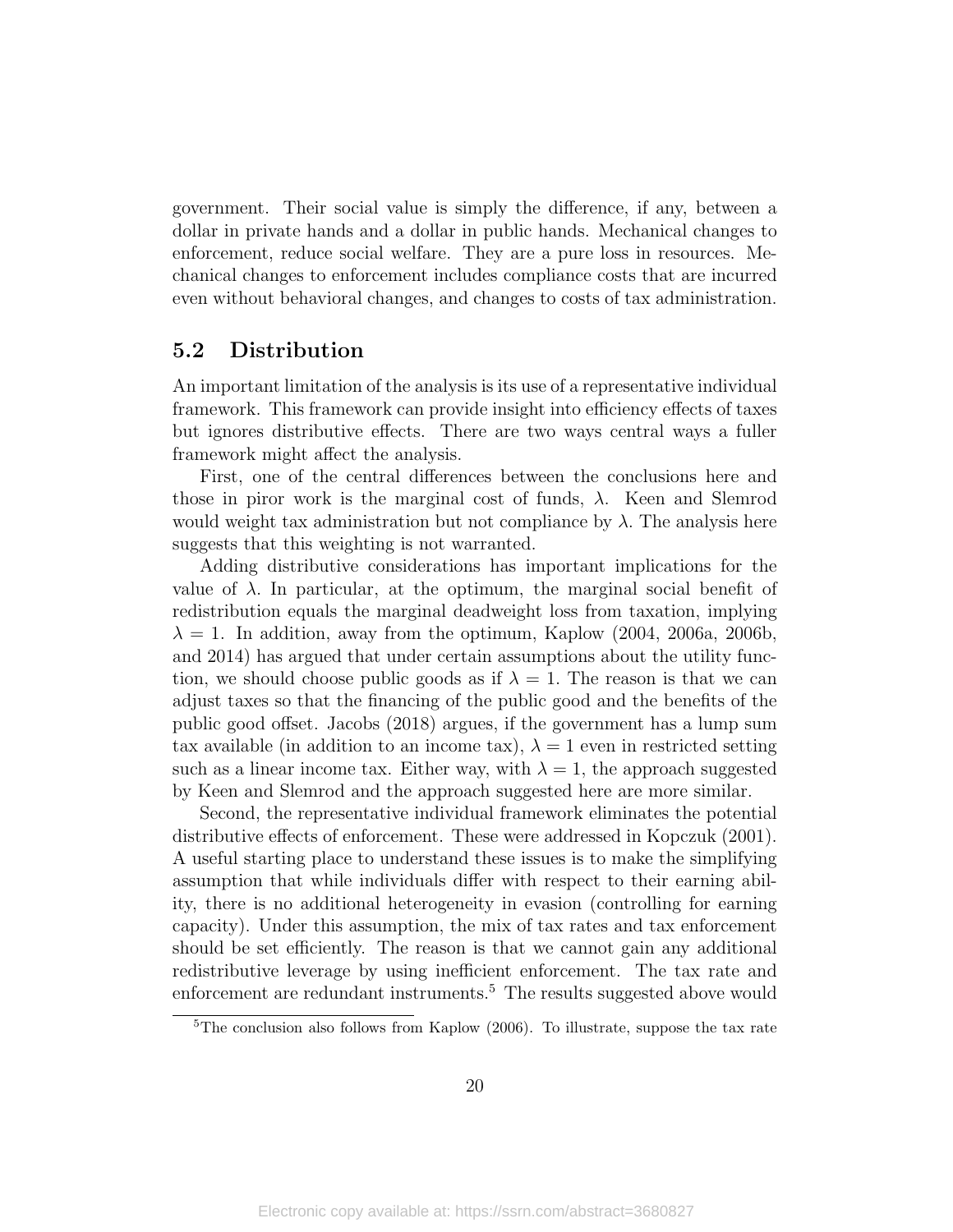government. Their social value is simply the difference, if any, between a dollar in private hands and a dollar in public hands. Mechanical changes to enforcement, reduce social welfare. They are a pure loss in resources. Mechanical changes to enforcement includes compliance costs that are incurred even without behavioral changes, and changes to costs of tax administration.

## 5.2 Distribution

An important limitation of the analysis is its use of a representative individual framework. This framework can provide insight into efficiency effects of taxes but ignores distributive effects. There are two ways central ways a fuller framework might affect the analysis.

First, one of the central differences between the conclusions here and those in piror work is the marginal cost of funds, $\lambda$. Keen and Slemrod would weight tax administration but not compliance by $\lambda$. The analysis here suggests that this weighting is not warranted.

Adding distributive considerations has important implications for the value of $\lambda$. In particular, at the optimum, the marginal social benefit of redistribution equals the marginal deadweight loss from taxation, implying $\lambda = 1$. In addition, away from the optimum, Kaplow (2004, 2006a, 2006b, and 2014) has argued that under certain assumptions about the utility function, we should choose public goods as if $\lambda = 1$. The reason is that we can adjust taxes so that the financing of the public good and the benefits of the public good offset. Jacobs (2018) argues, if the government has a lump sum tax available (in addition to an income tax), $\lambda = 1$ even in restricted setting such as a linear income tax. Either way, with $\lambda = 1$, the approach suggested by Keen and Slemrod and the approach suggested here are more similar.

Second, the representative individual framework eliminates the potential distributive effects of enforcement. These were addressed in Kopczuk (2001). A useful starting place to understand these issues is to make the simplifying assumption that while individuals differ with respect to their earning ability, there is no additional heterogeneity in evasion (controlling for earning capacity). Under this assumption, the mix of tax rates and tax enforcement should be set efficiently. The reason is that we cannot gain any additional redistributive leverage by using inefficient enforcement. The tax rate and enforcement are redundant instruments.[5] The results suggested above would

[5]The conclusion also follows from Kaplow (2006). To illustrate, suppose the tax rate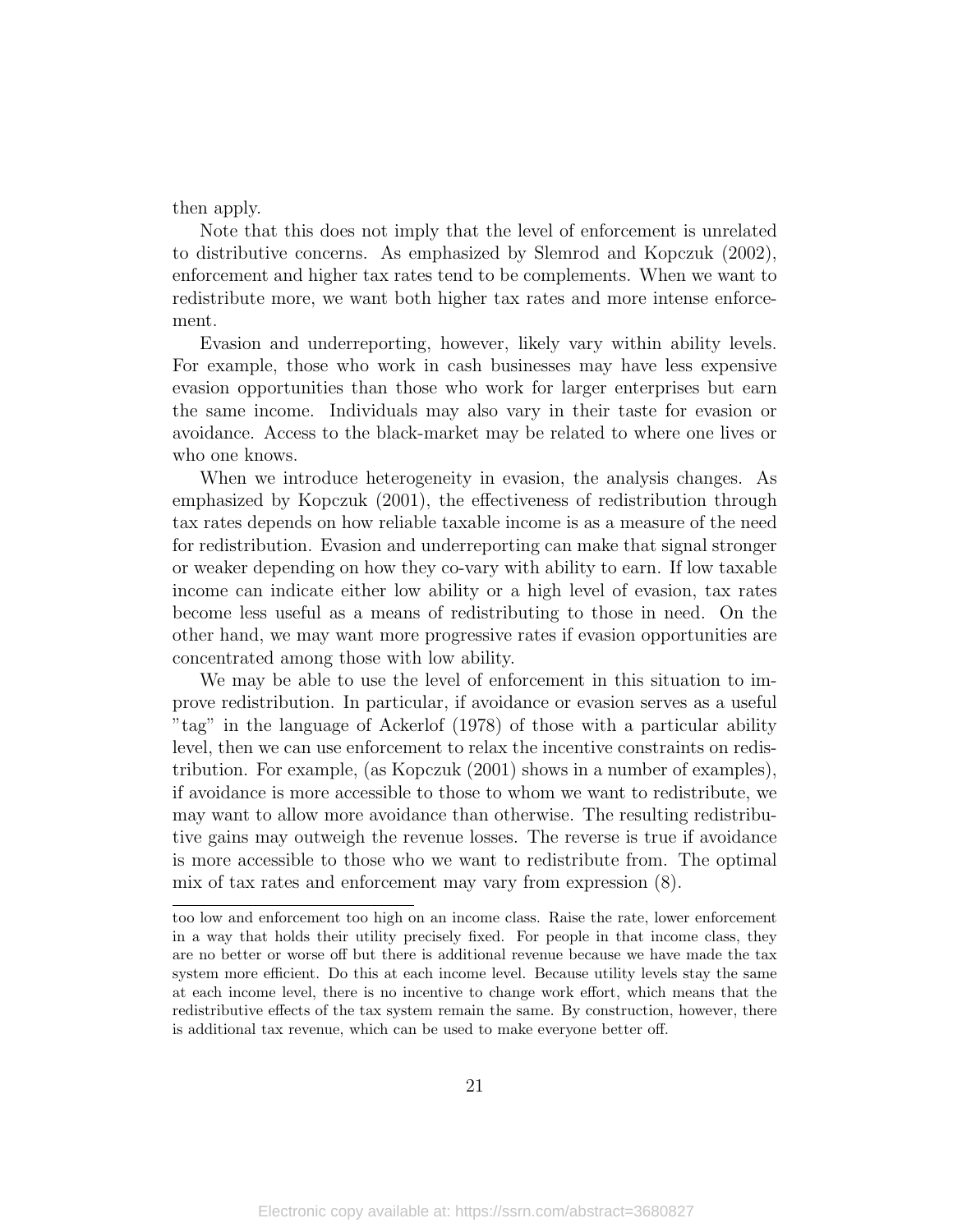then apply.

Note that this does not imply that the level of enforcement is unrelated to distributive concerns. As emphasized by Slemrod and Kopczuk (2002), enforcement and higher tax rates tend to be complements. When we want to redistribute more, we want both higher tax rates and more intense enforcement.

Evasion and underreporting, however, likely vary within ability levels. For example, those who work in cash businesses may have less expensive evasion opportunities than those who work for larger enterprises but earn the same income. Individuals may also vary in their taste for evasion or avoidance. Access to the black-market may be related to where one lives or who one knows.

When we introduce heterogeneity in evasion, the analysis changes. As emphasized by Kopczuk (2001), the effectiveness of redistribution through tax rates depends on how reliable taxable income is as a measure of the need for redistribution. Evasion and underreporting can make that signal stronger or weaker depending on how they co-vary with ability to earn. If low taxable income can indicate either low ability or a high level of evasion, tax rates become less useful as a means of redistributing to those in need. On the other hand, we may want more progressive rates if evasion opportunities are concentrated among those with low ability.

We may be able to use the level of enforcement in this situation to improve redistribution. In particular, if avoidance or evasion serves as a useful "tag" in the language of Ackerlof (1978) of those with a particular ability level, then we can use enforcement to relax the incentive constraints on redistribution. For example, (as Kopczuk (2001) shows in a number of examples), if avoidance is more accessible to those to whom we want to redistribute, we may want to allow more avoidance than otherwise. The resulting redistributive gains may outweigh the revenue losses. The reverse is true if avoidance is more accessible to those who we want to redistribute from. The optimal mix of tax rates and enforcement may vary from expression (8).

---

too low and enforcement too high on an income class. Raise the rate, lower enforcement in a way that holds their utility precisely fixed. For people in that income class, they are no better or worse off but there is additional revenue because we have made the tax system more efficient. Do this at each income level. Because utility levels stay the same at each income level, there is no incentive to change work effort, which means that the redistributive effects of the tax system remain the same. By construction, however, there is additional tax revenue, which can be used to make everyone better off.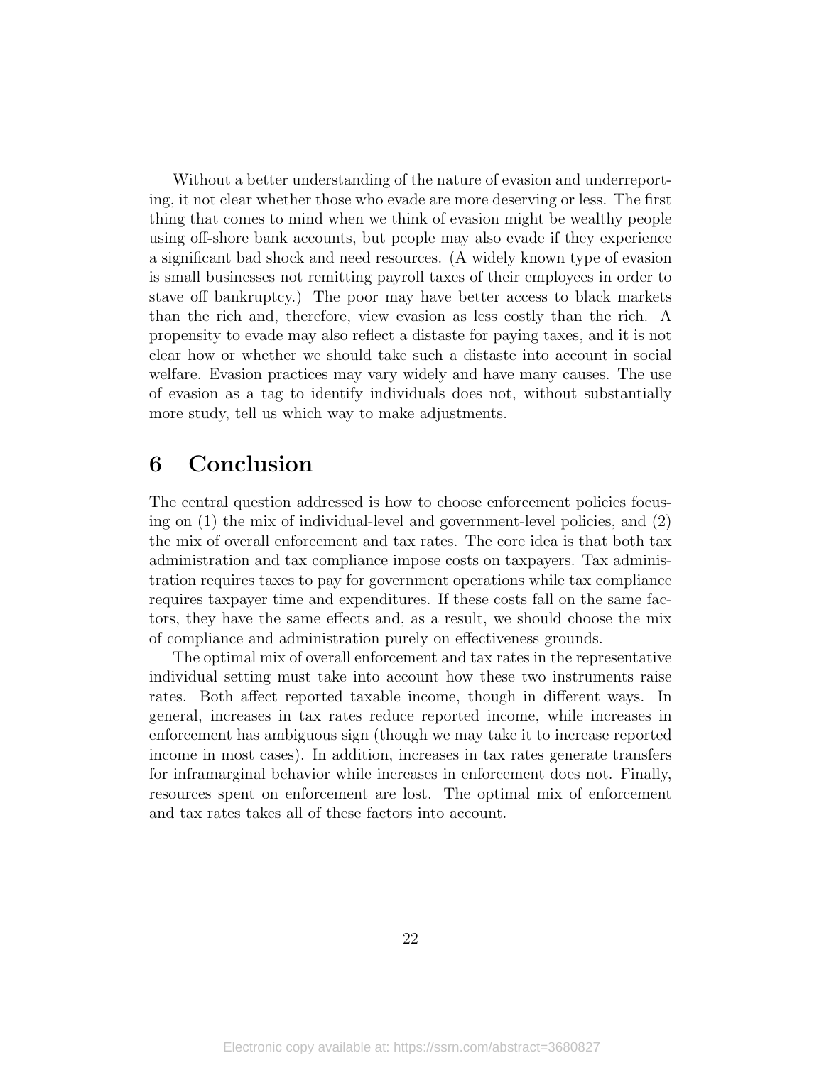Without a better understanding of the nature of evasion and underreporting, it not clear whether those who evade are more deserving or less. The first thing that comes to mind when we think of evasion might be wealthy people using off-shore bank accounts, but people may also evade if they experience a significant bad shock and need resources. (A widely known type of evasion is small businesses not remitting payroll taxes of their employees in order to stave off bankruptcy.) The poor may have better access to black markets than the rich and, therefore, view evasion as less costly than the rich. A propensity to evade may also reflect a distaste for paying taxes, and it is not clear how or whether we should take such a distaste into account in social welfare. Evasion practices may vary widely and have many causes. The use of evasion as a tag to identify individuals does not, without substantially more study, tell us which way to make adjustments.

# 6 Conclusion

The central question addressed is how to choose enforcement policies focusing on (1) the mix of individual-level and government-level policies, and (2) the mix of overall enforcement and tax rates. The core idea is that both tax administration and tax compliance impose costs on taxpayers. Tax administration requires taxes to pay for government operations while tax compliance requires taxpayer time and expenditures. If these costs fall on the same factors, they have the same effects and, as a result, we should choose the mix of compliance and administration purely on effectiveness grounds.

The optimal mix of overall enforcement and tax rates in the representative individual setting must take into account how these two instruments raise rates. Both affect reported taxable income, though in different ways. In general, increases in tax rates reduce reported income, while increases in enforcement has ambiguous sign (though we may take it to increase reported income in most cases). In addition, increases in tax rates generate transfers for inframarginal behavior while increases in enforcement does not. Finally, resources spent on enforcement are lost. The optimal mix of enforcement and tax rates takes all of these factors into account.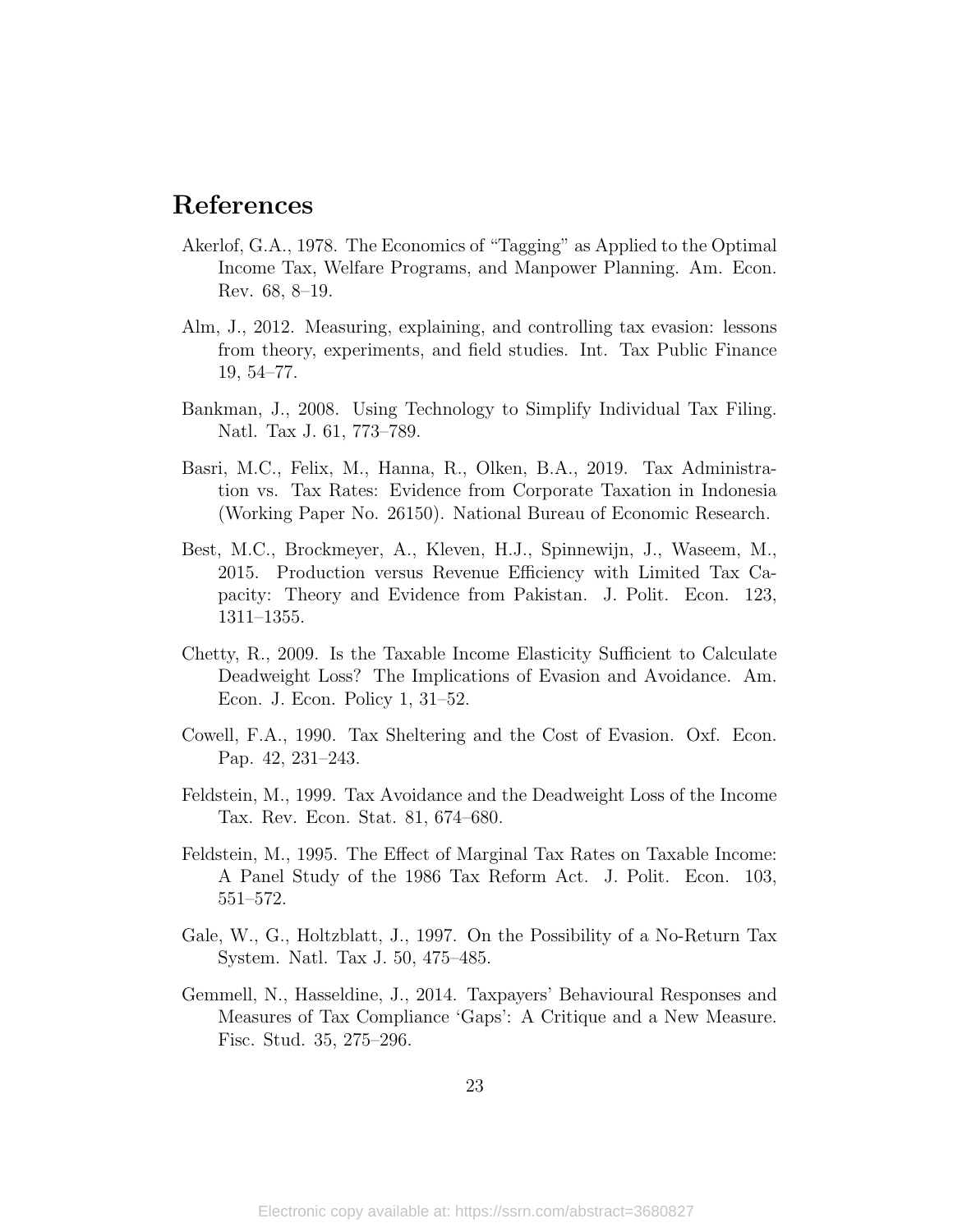# References

Akerlof, G.A., 1978. The Economics of "Tagging" as Applied to the Optimal Income Tax, Welfare Programs, and Manpower Planning. Am. Econ. Rev. 68, 8–19.

Alm, J., 2012. Measuring, explaining, and controlling tax evasion: lessons from theory, experiments, and field studies. Int. Tax Public Finance 19, 54–77.

Bankman, J., 2008. Using Technology to Simplify Individual Tax Filing. Natl. Tax J. 61, 773–789.

Basri, M.C., Felix, M., Hanna, R., Olken, B.A., 2019. Tax Administration vs. Tax Rates: Evidence from Corporate Taxation in Indonesia (Working Paper No. 26150). National Bureau of Economic Research.

Best, M.C., Brockmeyer, A., Kleven, H.J., Spinnewijn, J., Waseem, M., 2015. Production versus Revenue Efficiency with Limited Tax Capacity: Theory and Evidence from Pakistan. J. Polit. Econ. 123, 1311–1355.

Chetty, R., 2009. Is the Taxable Income Elasticity Sufficient to Calculate Deadweight Loss? The Implications of Evasion and Avoidance. Am. Econ. J. Econ. Policy 1, 31–52.

Cowell, F.A., 1990. Tax Sheltering and the Cost of Evasion. Oxf. Econ. Pap. 42, 231–243.

Feldstein, M., 1999. Tax Avoidance and the Deadweight Loss of the Income Tax. Rev. Econ. Stat. 81, 674–680.

Feldstein, M., 1995. The Effect of Marginal Tax Rates on Taxable Income: A Panel Study of the 1986 Tax Reform Act. J. Polit. Econ. 103, 551–572.

Gale, W., G., Holtzblatt, J., 1997. On the Possibility of a No-Return Tax System. Natl. Tax J. 50, 475–485.

Gemmell, N., Hasseldine, J., 2014. Taxpayers' Behavioural Responses and Measures of Tax Compliance 'Gaps': A Critique and a New Measure. Fisc. Stud. 35, 275–296.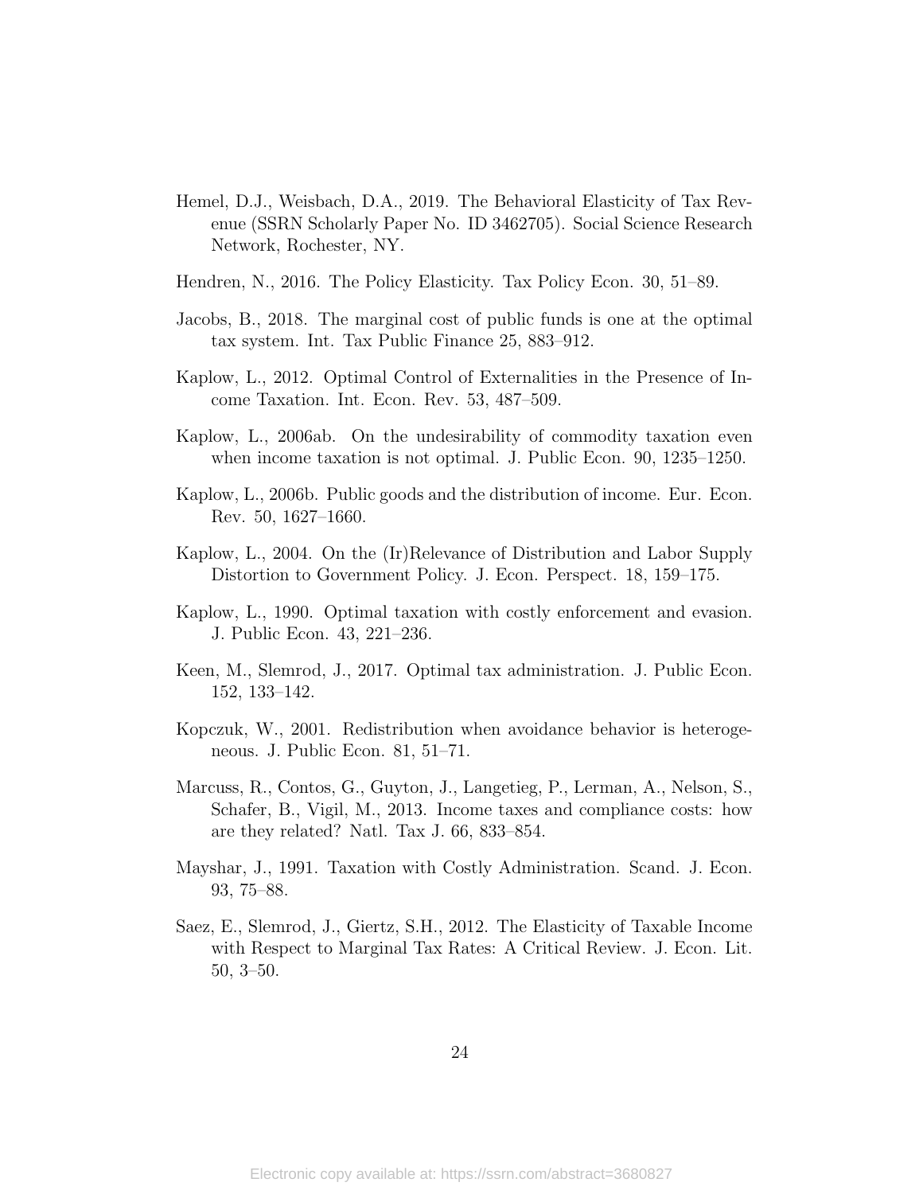Hemel, D.J., Weisbach, D.A., 2019. The Behavioral Elasticity of Tax Revenue (SSRN Scholarly Paper No. ID 3462705). Social Science Research Network, Rochester, NY.

Hendren, N., 2016. The Policy Elasticity. Tax Policy Econ. 30, 51–89.

Jacobs, B., 2018. The marginal cost of public funds is one at the optimal tax system. Int. Tax Public Finance 25, 883–912.

Kaplow, L., 2012. Optimal Control of Externalities in the Presence of Income Taxation. Int. Econ. Rev. 53, 487–509.

Kaplow, L., 2006ab. On the undesirability of commodity taxation even when income taxation is not optimal. J. Public Econ. 90, 1235–1250.

Kaplow, L., 2006b. Public goods and the distribution of income. Eur. Econ. Rev. 50, 1627–1660.

Kaplow, L., 2004. On the (Ir)Relevance of Distribution and Labor Supply Distortion to Government Policy. J. Econ. Perspect. 18, 159–175.

Kaplow, L., 1990. Optimal taxation with costly enforcement and evasion. J. Public Econ. 43, 221–236.

Keen, M., Slemrod, J., 2017. Optimal tax administration. J. Public Econ. 152, 133–142.

Kopczuk, W., 2001. Redistribution when avoidance behavior is heterogeneous. J. Public Econ. 81, 51–71.

Marcuss, R., Contos, G., Guyton, J., Langetieg, P., Lerman, A., Nelson, S., Schafer, B., Vigil, M., 2013. Income taxes and compliance costs: how are they related? Natl. Tax J. 66, 833–854.

Mayshar, J., 1991. Taxation with Costly Administration. Scand. J. Econ. 93, 75–88.

Saez, E., Slemrod, J., Giertz, S.H., 2012. The Elasticity of Taxable Income with Respect to Marginal Tax Rates: A Critical Review. J. Econ. Lit. 50, 3–50.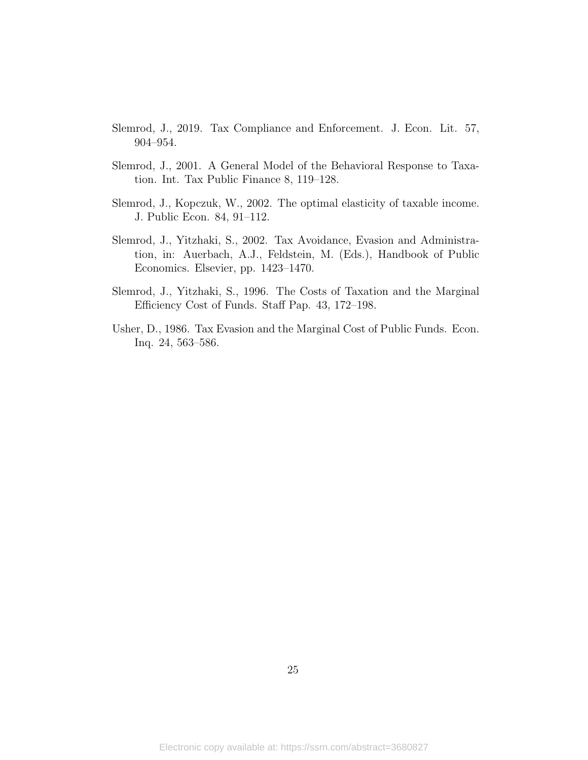Slemrod, J., 2019. Tax Compliance and Enforcement. J. Econ. Lit. 57, 904–954.

Slemrod, J., 2001. A General Model of the Behavioral Response to Taxation. Int. Tax Public Finance 8, 119–128.

Slemrod, J., Kopczuk, W., 2002. The optimal elasticity of taxable income. J. Public Econ. 84, 91–112.

Slemrod, J., Yitzhaki, S., 2002. Tax Avoidance, Evasion and Administration, in: Auerbach, A.J., Feldstein, M. (Eds.), Handbook of Public Economics. Elsevier, pp. 1423–1470.

Slemrod, J., Yitzhaki, S., 1996. The Costs of Taxation and the Marginal Efficiency Cost of Funds. Staff Pap. 43, 172–198.

Usher, D., 1986. Tax Evasion and the Marginal Cost of Public Funds. Econ. Inq. 24, 563–586.